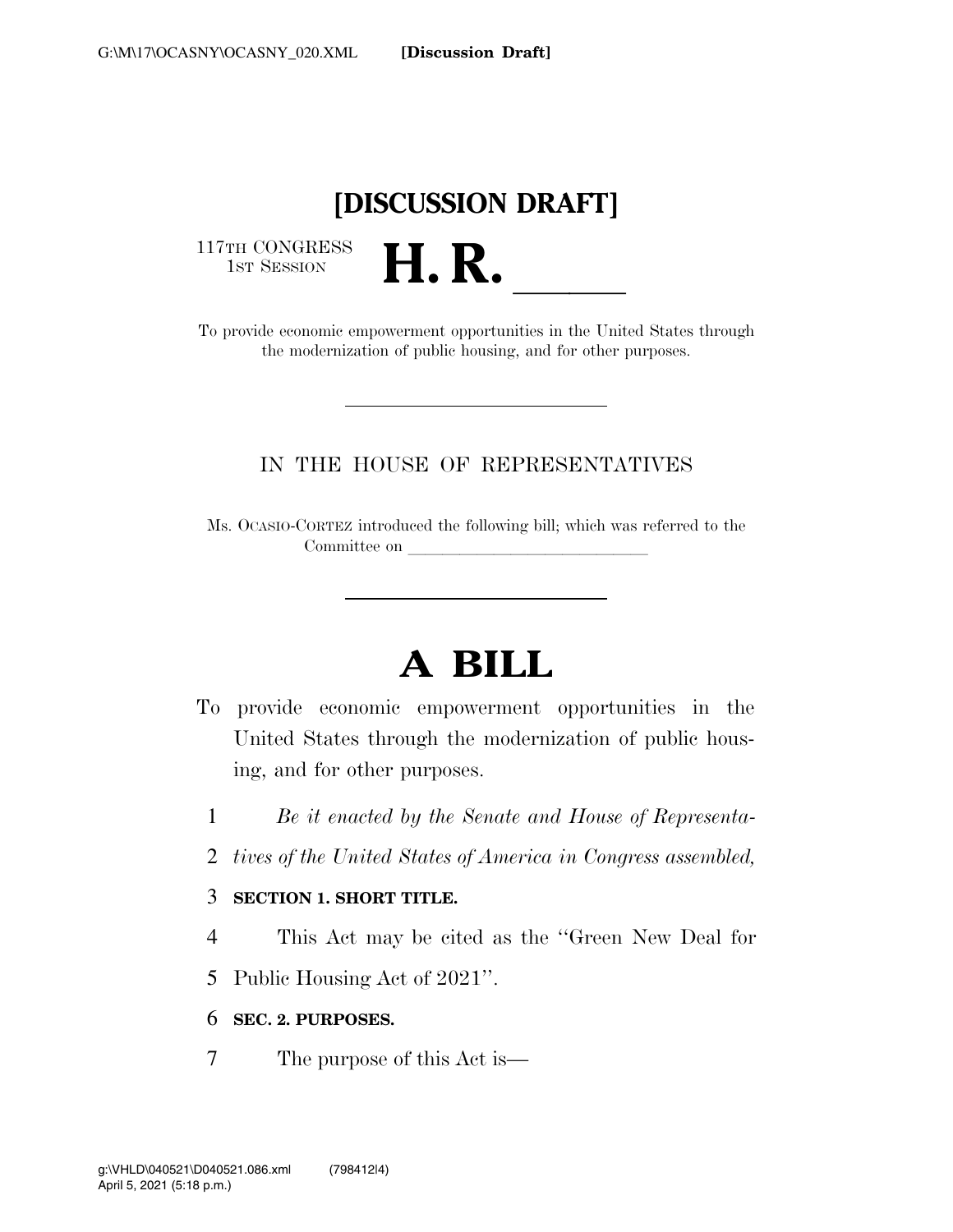**[DISCUSSION DRAFT]**

117TH CONGRESS
1ST SESSION

# H. R. ______

To provide economic empowerment opportunities in the United States through the modernization of public housing, and for other purposes.

---

IN THE HOUSE OF REPRESENTATIVES

Ms. OCASIO-CORTEZ introduced the following bill; which was referred to the Committee on ______________________________

---

# A BILL

To provide economic empowerment opportunities in the United States through the modernization of public housing, and for other purposes.

1 *Be it enacted by the Senate and House of Representa-*
2 *tives of the United States of America in Congress assembled,*

3 **SECTION 1. SHORT TITLE.**

4 This Act may be cited as the "Green New Deal for
5 Public Housing Act of 2021".

6 **SEC. 2. PURPOSES.**

7 The purpose of this Act is—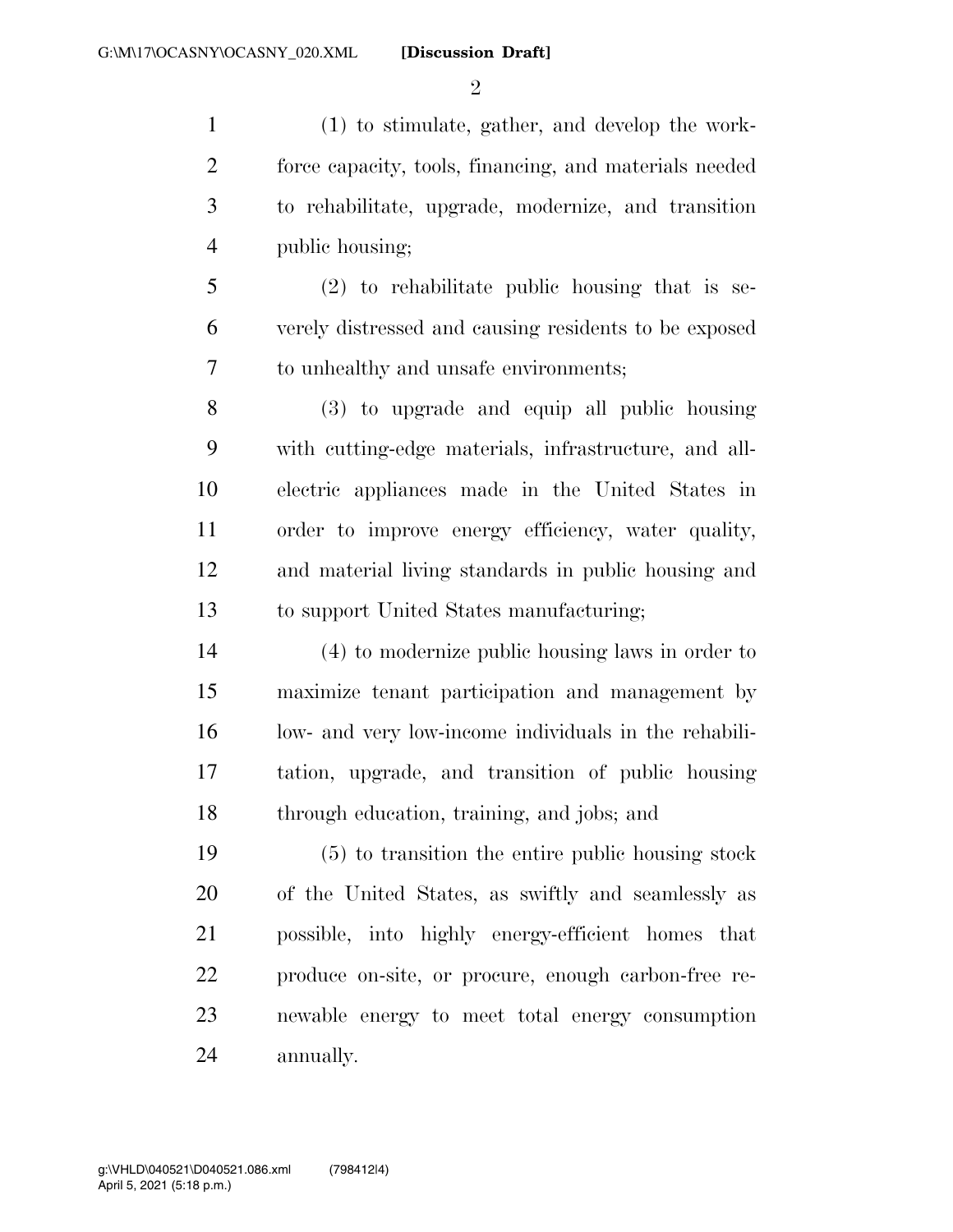(1) to stimulate, gather, and develop the workforce capacity, tools, financing, and materials needed to rehabilitate, upgrade, modernize, and transition public housing;

(2) to rehabilitate public housing that is severely distressed and causing residents to be exposed to unhealthy and unsafe environments;

(3) to upgrade and equip all public housing with cutting-edge materials, infrastructure, and all-electric appliances made in the United States in order to improve energy efficiency, water quality, and material living standards in public housing and to support United States manufacturing;

(4) to modernize public housing laws in order to maximize tenant participation and management by low- and very low-income individuals in the rehabilitation, upgrade, and transition of public housing through education, training, and jobs; and

(5) to transition the entire public housing stock of the United States, as swiftly and seamlessly as possible, into highly energy-efficient homes that produce on-site, or procure, enough carbon-free renewable energy to meet total energy consumption annually.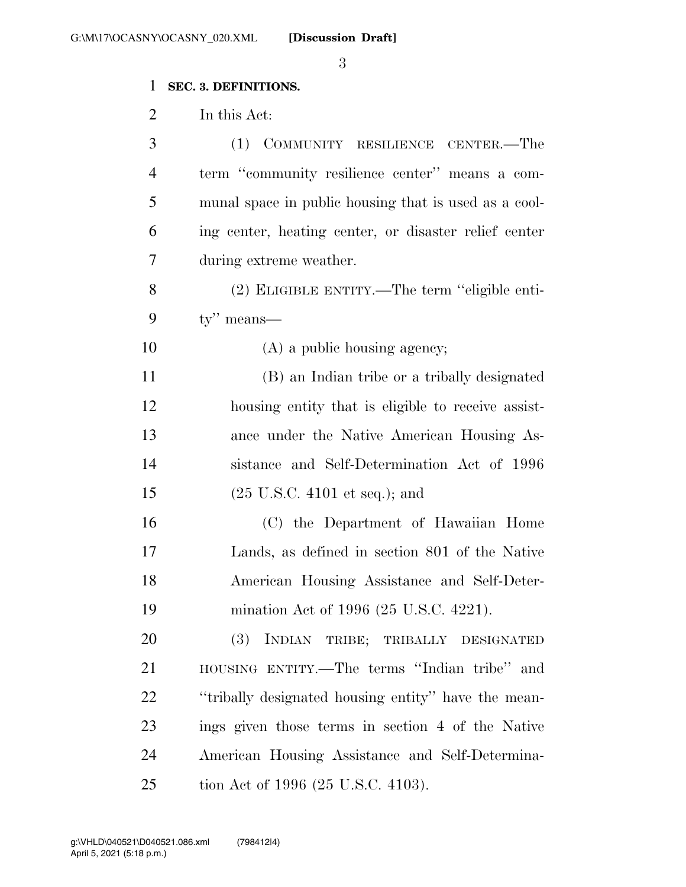**SEC. 3. DEFINITIONS.**

In this Act:

(1) COMMUNITY RESILIENCE CENTER.—The term "community resilience center" means a communal space in public housing that is used as a cooling center, heating center, or disaster relief center during extreme weather.

(2) ELIGIBLE ENTITY.—The term "eligible entity" means—

(A) a public housing agency;

(B) an Indian tribe or a tribally designated housing entity that is eligible to receive assistance under the Native American Housing Assistance and Self-Determination Act of 1996 (25 U.S.C. 4101 et seq.); and

(C) the Department of Hawaiian Home Lands, as defined in section 801 of the Native American Housing Assistance and Self-Determination Act of 1996 (25 U.S.C. 4221).

(3) INDIAN TRIBE; TRIBALLY DESIGNATED HOUSING ENTITY.—The terms "Indian tribe" and "tribally designated housing entity" have the meanings given those terms in section 4 of the Native American Housing Assistance and Self-Determination Act of 1996 (25 U.S.C. 4103).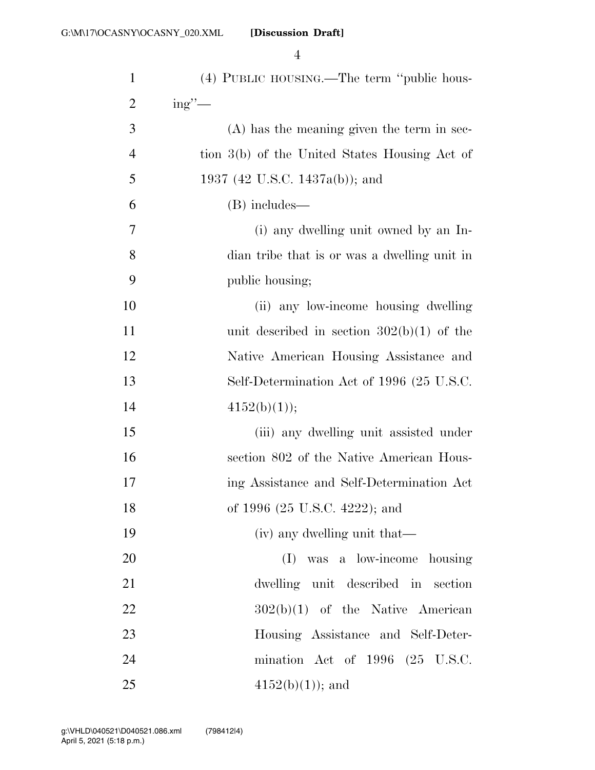(4) PUBLIC HOUSING.—The term "public housing"—

(A) has the meaning given the term in section 3(b) of the United States Housing Act of 1937 (42 U.S.C. 1437a(b)); and

(B) includes—

(i) any dwelling unit owned by an Indian tribe that is or was a dwelling unit in public housing;

(ii) any low-income housing dwelling unit described in section 302(b)(1) of the Native American Housing Assistance and Self-Determination Act of 1996 (25 U.S.C. 4152(b)(1));

(iii) any dwelling unit assisted under section 802 of the Native American Housing Assistance and Self-Determination Act of 1996 (25 U.S.C. 4222); and

(iv) any dwelling unit that—

(I) was a low-income housing dwelling unit described in section 302(b)(1) of the Native American Housing Assistance and Self-Determination Act of 1996 (25 U.S.C. 4152(b)(1)); and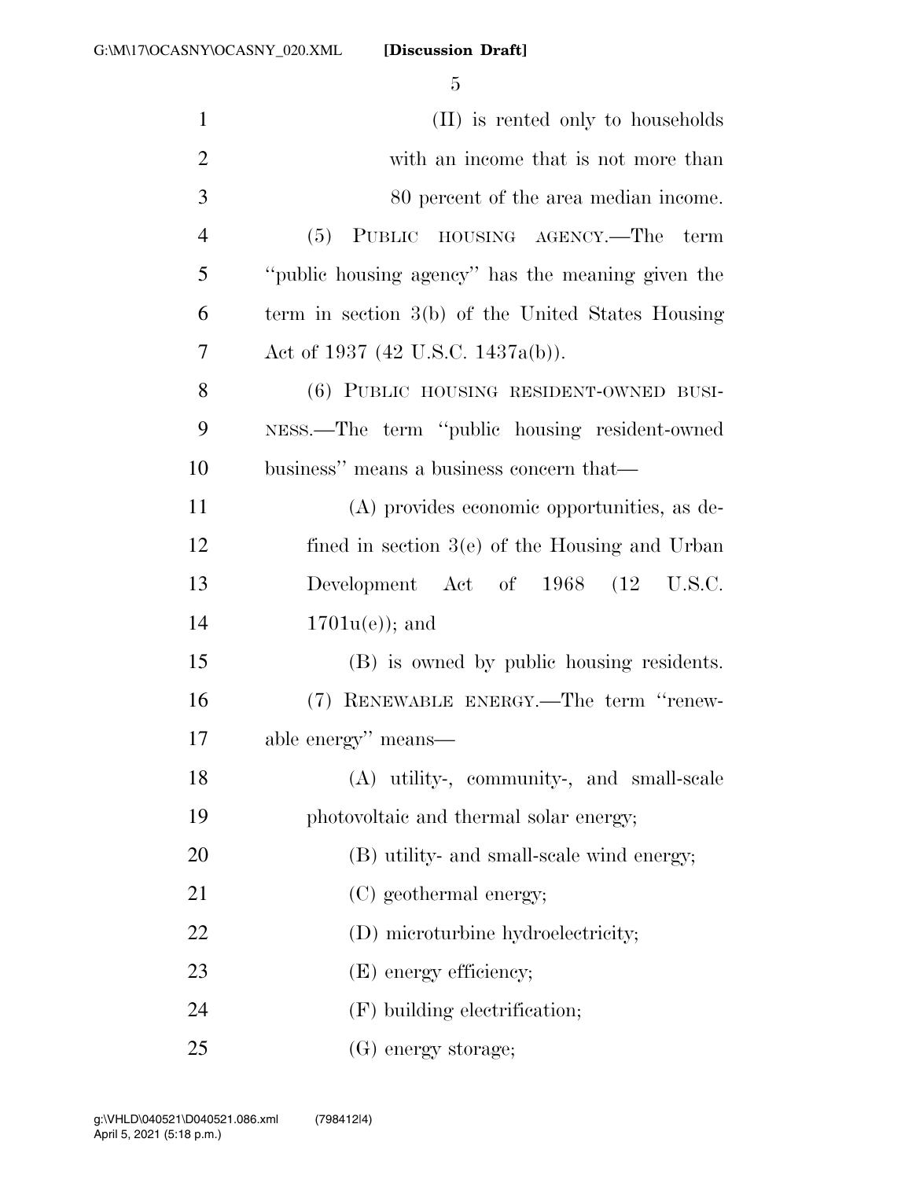(II) is rented only to households with an income that is not more than 80 percent of the area median income.

(5) PUBLIC HOUSING AGENCY.—The term ''public housing agency'' has the meaning given the term in section 3(b) of the United States Housing Act of 1937 (42 U.S.C. 1437a(b)).

(6) PUBLIC HOUSING RESIDENT-OWNED BUSINESS.—The term ''public housing resident-owned business'' means a business concern that—

(A) provides economic opportunities, as defined in section 3(e) of the Housing and Urban Development Act of 1968 (12 U.S.C. 1701u(e)); and

(B) is owned by public housing residents.

(7) RENEWABLE ENERGY.—The term ''renewable energy'' means—

(A) utility-, community-, and small-scale photovoltaic and thermal solar energy;

(B) utility- and small-scale wind energy;

(C) geothermal energy;

(D) microturbine hydroelectricity;

(E) energy efficiency;

(F) building electrification;

(G) energy storage;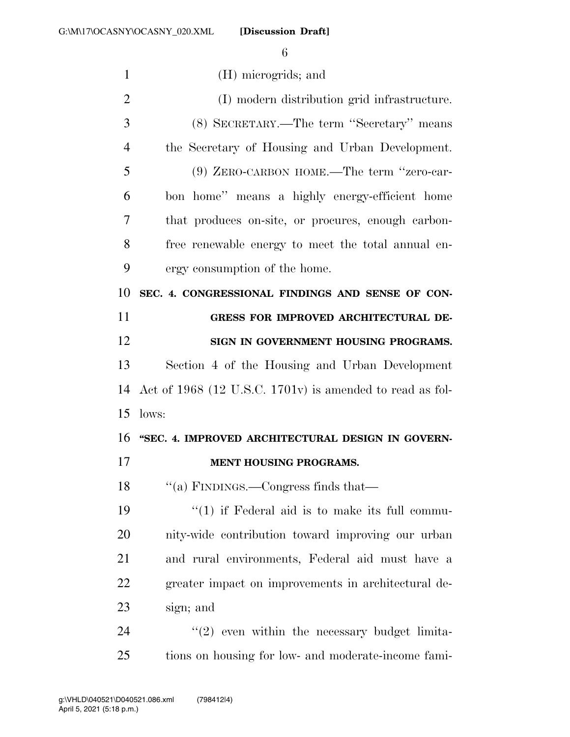(H) microgrids; and

(I) modern distribution grid infrastructure.

(8) SECRETARY.—The term ''Secretary'' means the Secretary of Housing and Urban Development.

(9) ZERO-CARBON HOME.—The term ''zero-carbon home'' means a highly energy-efficient home that produces on-site, or procures, enough carbon-free renewable energy to meet the total annual energy consumption of the home.

**SEC. 4. CONGRESSIONAL FINDINGS AND SENSE OF CONGRESS FOR IMPROVED ARCHITECTURAL DESIGN IN GOVERNMENT HOUSING PROGRAMS.**

Section 4 of the Housing and Urban Development Act of 1968 (12 U.S.C. 1701v) is amended to read as follows:

**''SEC. 4. IMPROVED ARCHITECTURAL DESIGN IN GOVERNMENT HOUSING PROGRAMS.**

''(a) FINDINGS.—Congress finds that—

''(1) if Federal aid is to make its full community-wide contribution toward improving our urban and rural environments, Federal aid must have a greater impact on improvements in architectural design; and

''(2) even within the necessary budget limitations on housing for low- and moderate-income fami-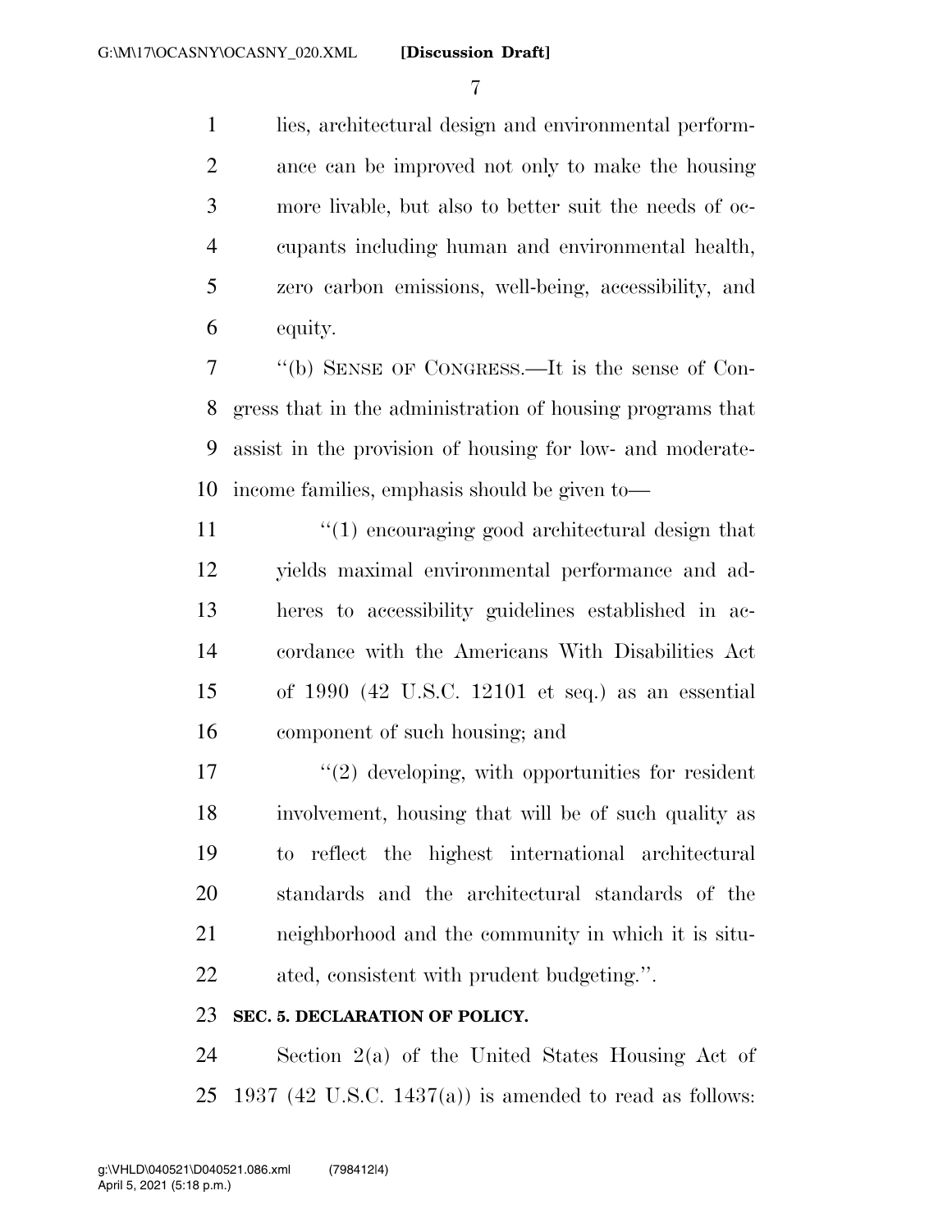lies, architectural design and environmental performance can be improved not only to make the housing more livable, but also to better suit the needs of occupants including human and environmental health, zero carbon emissions, well-being, accessibility, and equity.

''(b) SENSE OF CONGRESS.—It is the sense of Congress that in the administration of housing programs that assist in the provision of housing for low- and moderate-income families, emphasis should be given to—

''(1) encouraging good architectural design that yields maximal environmental performance and adheres to accessibility guidelines established in accordance with the Americans With Disabilities Act of 1990 (42 U.S.C. 12101 et seq.) as an essential component of such housing; and

''(2) developing, with opportunities for resident involvement, housing that will be of such quality as to reflect the highest international architectural standards and the architectural standards of the neighborhood and the community in which it is situated, consistent with prudent budgeting.''.

**SEC. 5. DECLARATION OF POLICY.**

Section 2(a) of the United States Housing Act of 1937 (42 U.S.C. 1437(a)) is amended to read as follows: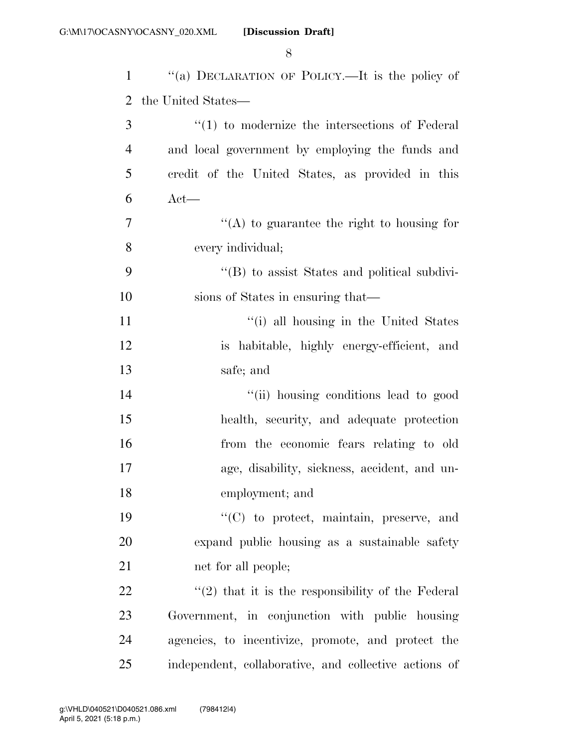"(a) DECLARATION OF POLICY.—It is the policy of the United States—

"(1) to modernize the intersections of Federal and local government by employing the funds and credit of the United States, as provided in this Act—

"(A) to guarantee the right to housing for every individual;

"(B) to assist States and political subdivisions of States in ensuring that—

"(i) all housing in the United States is habitable, highly energy-efficient, and safe; and

"(ii) housing conditions lead to good health, security, and adequate protection from the economic fears relating to old age, disability, sickness, accident, and unemployment; and

"(C) to protect, maintain, preserve, and expand public housing as a sustainable safety net for all people;

"(2) that it is the responsibility of the Federal Government, in conjunction with public housing agencies, to incentivize, promote, and protect the independent, collaborative, and collective actions of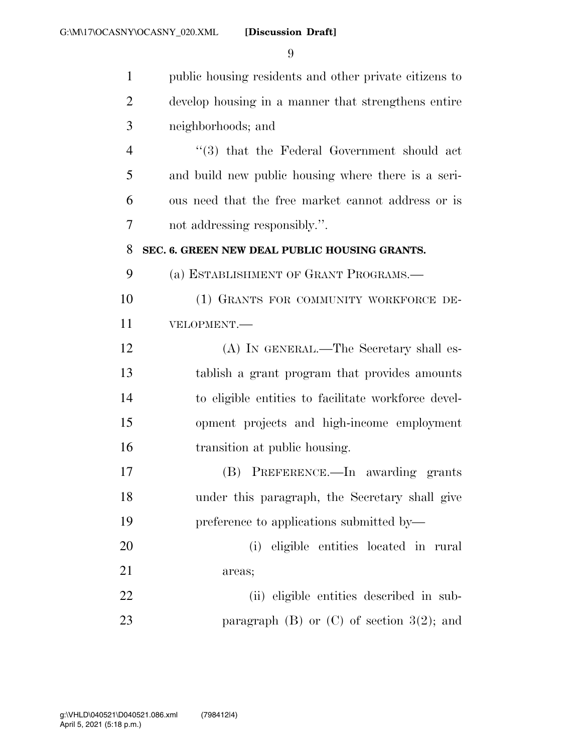public housing residents and other private citizens to develop housing in a manner that strengthens entire neighborhoods; and

"(3) that the Federal Government should act and build new public housing where there is a serious need that the free market cannot address or is not addressing responsibly.".

**SEC. 6. GREEN NEW DEAL PUBLIC HOUSING GRANTS.**

(a) ESTABLISHMENT OF GRANT PROGRAMS.—

(1) GRANTS FOR COMMUNITY WORKFORCE DEVELOPMENT.—

(A) IN GENERAL.—The Secretary shall establish a grant program that provides amounts to eligible entities to facilitate workforce development projects and high-income employment transition at public housing.

(B) PREFERENCE.—In awarding grants under this paragraph, the Secretary shall give preference to applications submitted by—

(i) eligible entities located in rural areas;

(ii) eligible entities described in subparagraph (B) or (C) of section 3(2); and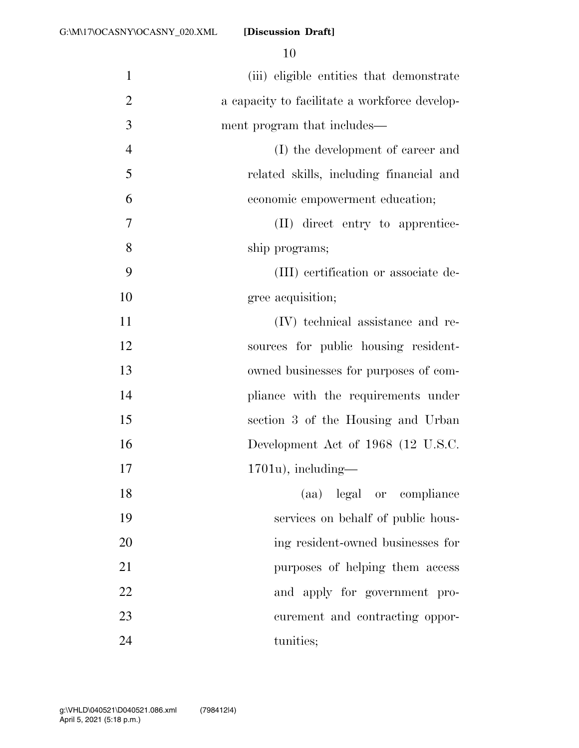(iii) eligible entities that demonstrate a capacity to facilitate a workforce development program that includes—

(I) the development of career and related skills, including financial and economic empowerment education;

(II) direct entry to apprenticeship programs;

(III) certification or associate degree acquisition;

(IV) technical assistance and resources for public housing resident-owned businesses for purposes of compliance with the requirements under section 3 of the Housing and Urban Development Act of 1968 (12 U.S.C. 1701u), including—

(aa) legal or compliance services on behalf of public housing resident-owned businesses for purposes of helping them access and apply for government procurement and contracting opportunities;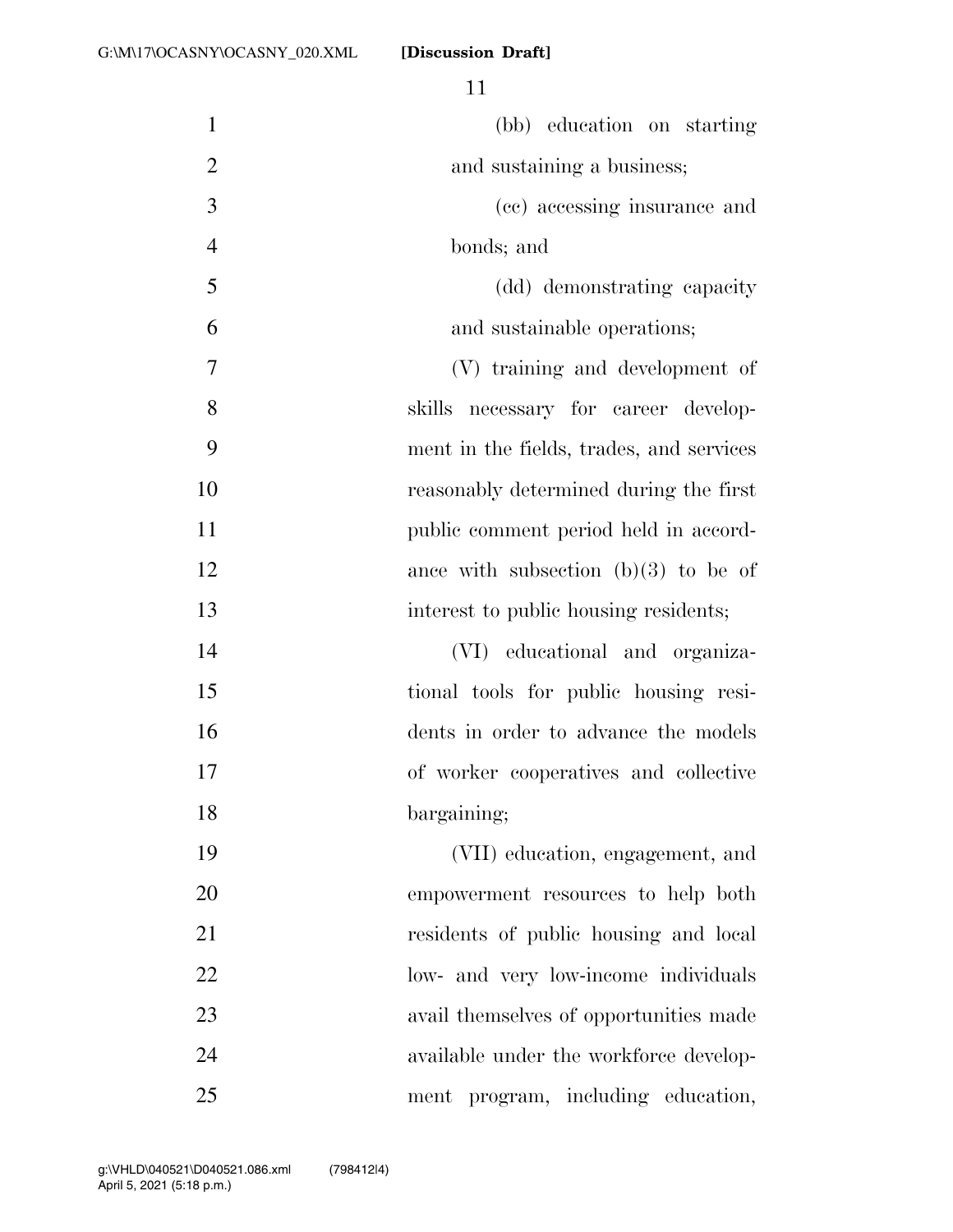(bb) education on starting and sustaining a business;

(cc) accessing insurance and bonds; and

(dd) demonstrating capacity and sustainable operations;

(V) training and development of skills necessary for career development in the fields, trades, and services reasonably determined during the first public comment period held in accordance with subsection (b)(3) to be of interest to public housing residents;

(VI) educational and organizational tools for public housing residents in order to advance the models of worker cooperatives and collective bargaining;

(VII) education, engagement, and empowerment resources to help both residents of public housing and local low- and very low-income individuals avail themselves of opportunities made available under the workforce development program, including education,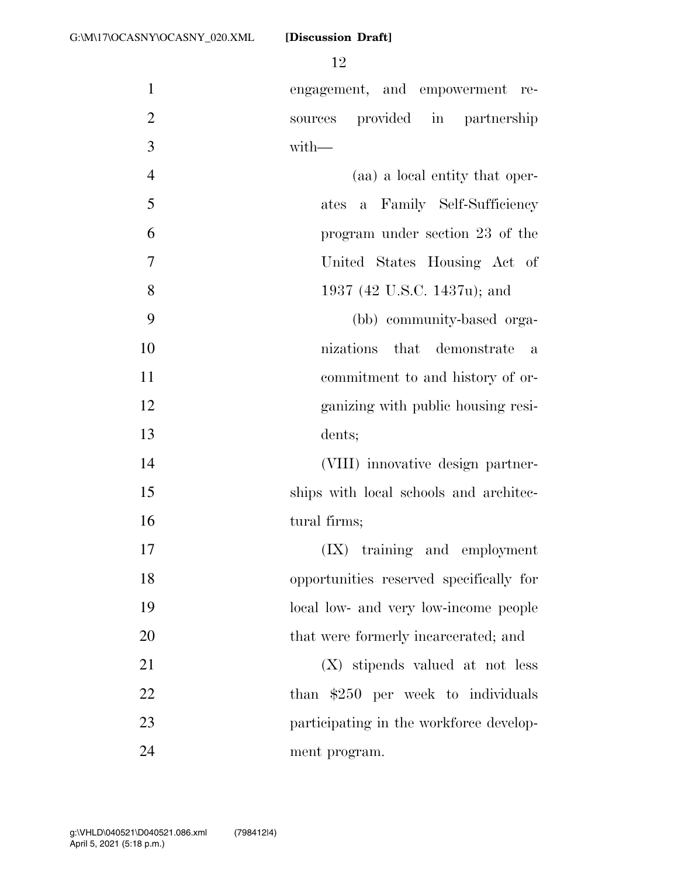engagement, and empowerment resources provided in partnership with—

(aa) a local entity that operates a Family Self-Sufficiency program under section 23 of the United States Housing Act of 1937 (42 U.S.C. 1437u); and

(bb) community-based organizations that demonstrate a commitment to and history of organizing with public housing residents;

(VIII) innovative design partnerships with local schools and architectural firms;

(IX) training and employment opportunities reserved specifically for local low- and very low-income people that were formerly incarcerated; and

(X) stipends valued at not less than $250 per week to individuals participating in the workforce development program.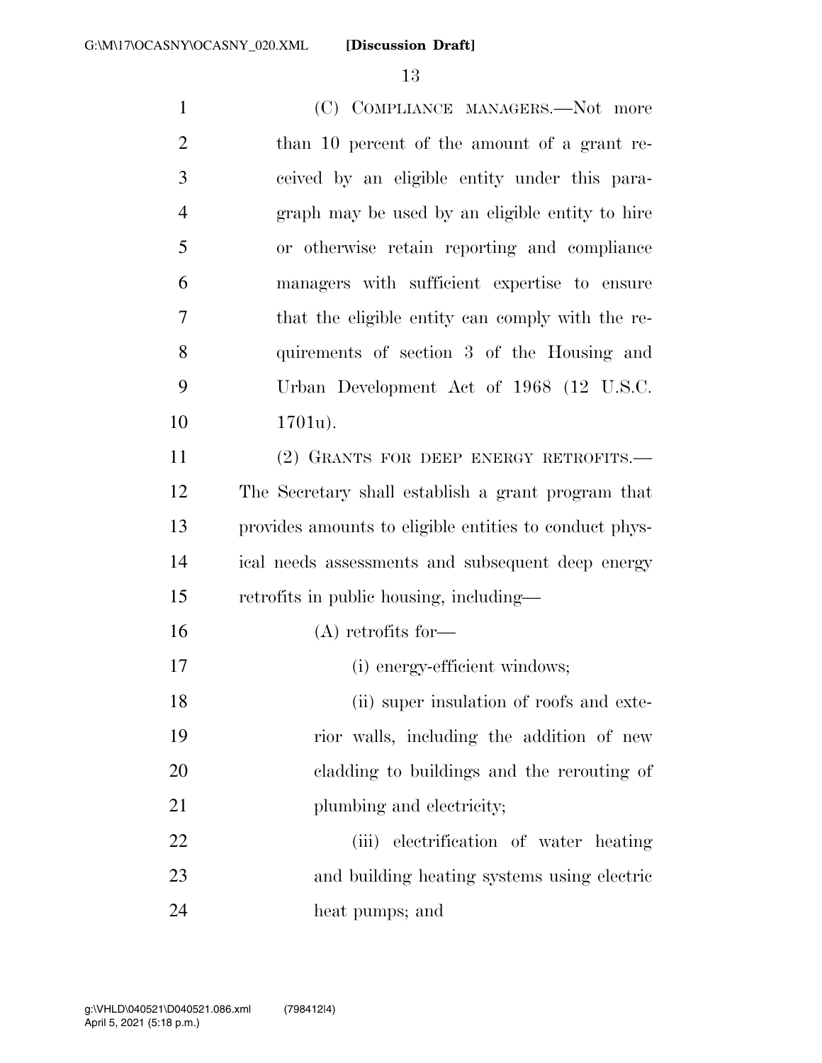(C) COMPLIANCE MANAGERS.—Not more than 10 percent of the amount of a grant received by an eligible entity under this paragraph may be used by an eligible entity to hire or otherwise retain reporting and compliance managers with sufficient expertise to ensure that the eligible entity can comply with the requirements of section 3 of the Housing and Urban Development Act of 1968 (12 U.S.C. 1701u).

(2) GRANTS FOR DEEP ENERGY RETROFITS.—The Secretary shall establish a grant program that provides amounts to eligible entities to conduct physical needs assessments and subsequent deep energy retrofits in public housing, including—

(A) retrofits for—

(i) energy-efficient windows;

(ii) super insulation of roofs and exterior walls, including the addition of new cladding to buildings and the rerouting of plumbing and electricity;

(iii) electrification of water heating and building heating systems using electric heat pumps; and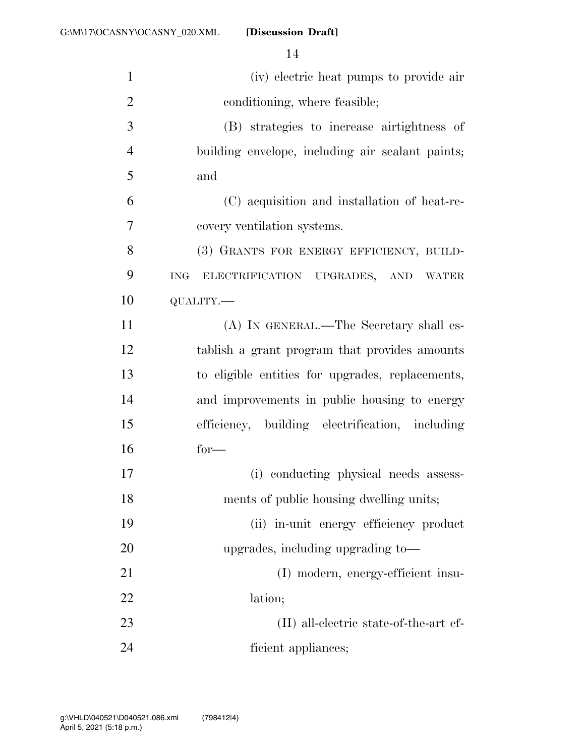(iv) electric heat pumps to provide air conditioning, where feasible;

(B) strategies to increase airtightness of building envelope, including air sealant paints; and

(C) acquisition and installation of heat-recovery ventilation systems.

(3) GRANTS FOR ENERGY EFFICIENCY, BUILDING ELECTRIFICATION UPGRADES, AND WATER QUALITY.—

(A) IN GENERAL.—The Secretary shall establish a grant program that provides amounts to eligible entities for upgrades, replacements, and improvements in public housing to energy efficiency, building electrification, including for—

(i) conducting physical needs assessments of public housing dwelling units;

(ii) in-unit energy efficiency product upgrades, including upgrading to—

(I) modern, energy-efficient insulation;

(II) all-electric state-of-the-art efficient appliances;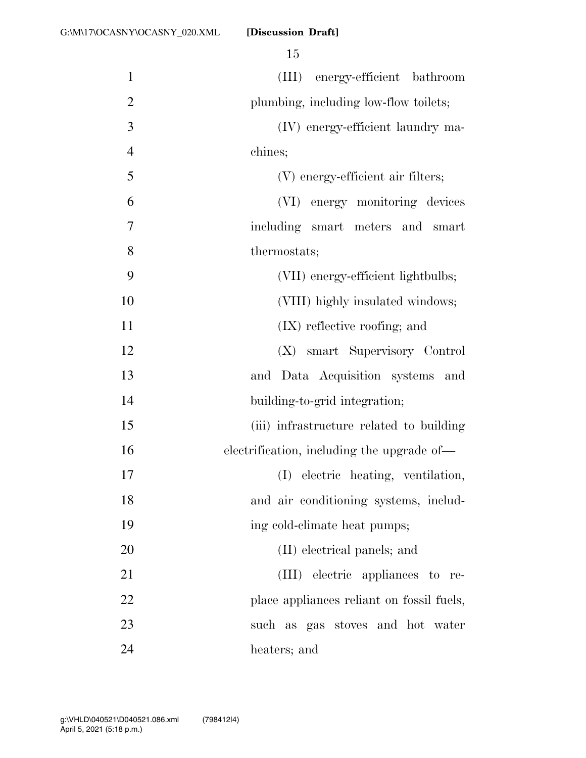(III) energy-efficient bathroom plumbing, including low-flow toilets;

(IV) energy-efficient laundry machines;

(V) energy-efficient air filters;

(VI) energy monitoring devices including smart meters and smart thermostats;

(VII) energy-efficient lightbulbs;

(VIII) highly insulated windows;

(IX) reflective roofing; and

(X) smart Supervisory Control and Data Acquisition systems and building-to-grid integration;

(iii) infrastructure related to building electrification, including the upgrade of—

(I) electric heating, ventilation, and air conditioning systems, including cold-climate heat pumps;

(II) electrical panels; and

(III) electric appliances to replace appliances reliant on fossil fuels, such as gas stoves and hot water heaters; and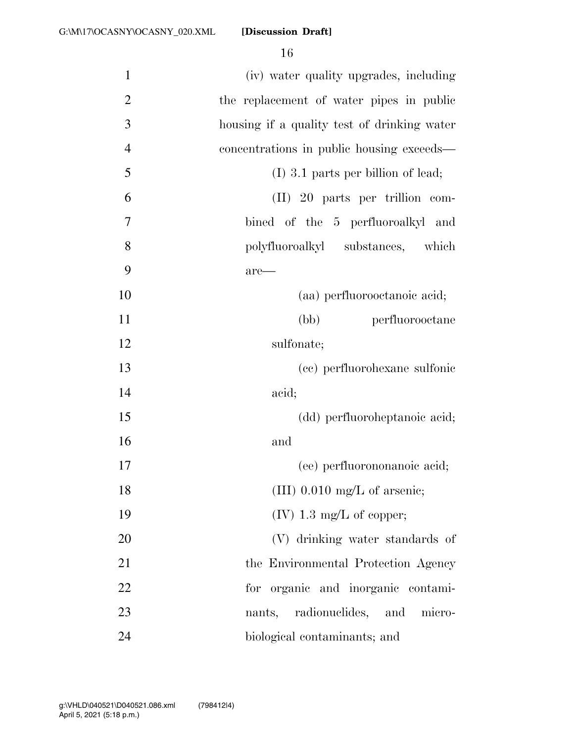(iv) water quality upgrades, including the replacement of water pipes in public housing if a quality test of drinking water concentrations in public housing exceeds—

(I) 3.1 parts per billion of lead;

(II) 20 parts per trillion combined of the 5 perfluoroalkyl and polyfluoroalkyl substances, which are—

(aa) perfluorooctanoic acid;

(bb) perfluorooctane sulfonate;

(cc) perfluorohexane sulfonic acid;

(dd) perfluoroheptanoic acid; and

(ee) perfluorononanoic acid;

(III) 0.010 mg/L of arsenic;

(IV) 1.3 mg/L of copper;

(V) drinking water standards of the Environmental Protection Agency for organic and inorganic contaminants, radionuclides, and microbiological contaminants; and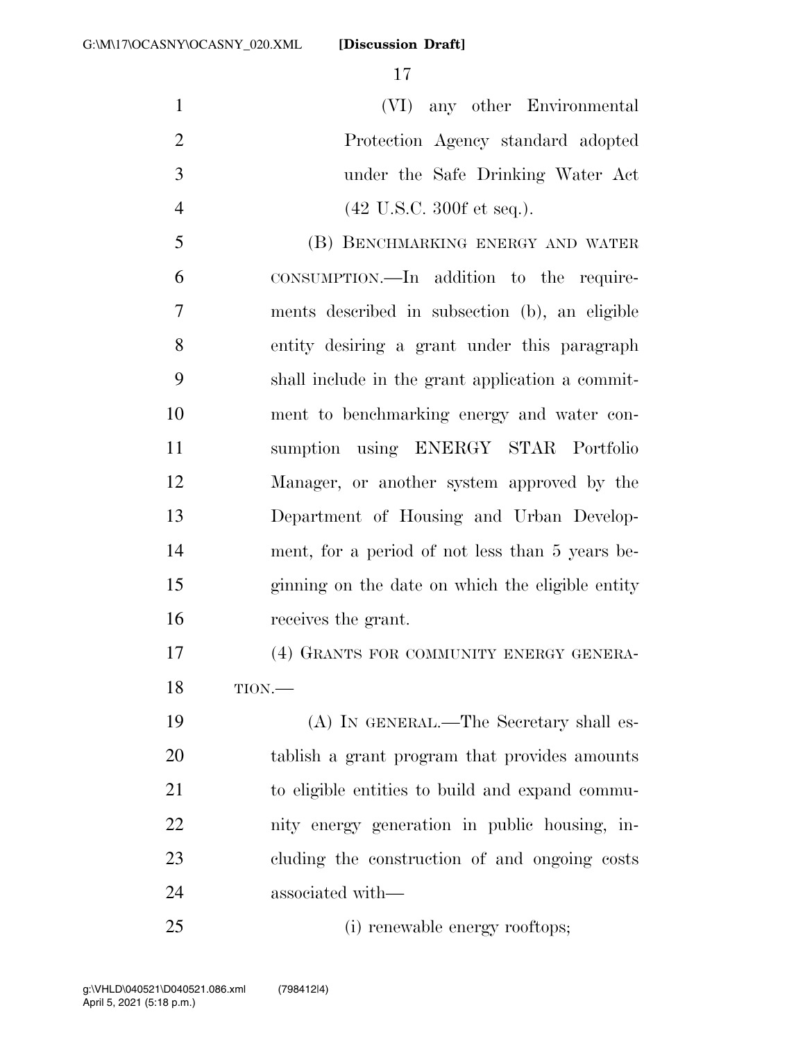(VI) any other Environmental Protection Agency standard adopted under the Safe Drinking Water Act (42 U.S.C. 300f et seq.).

(B) BENCHMARKING ENERGY AND WATER CONSUMPTION.—In addition to the requirements described in subsection (b), an eligible entity desiring a grant under this paragraph shall include in the grant application a commitment to benchmarking energy and water consumption using ENERGY STAR Portfolio Manager, or another system approved by the Department of Housing and Urban Development, for a period of not less than 5 years beginning on the date on which the eligible entity receives the grant.

(4) GRANTS FOR COMMUNITY ENERGY GENERATION.—

(A) IN GENERAL.—The Secretary shall establish a grant program that provides amounts to eligible entities to build and expand community energy generation in public housing, including the construction of and ongoing costs associated with—

(i) renewable energy rooftops;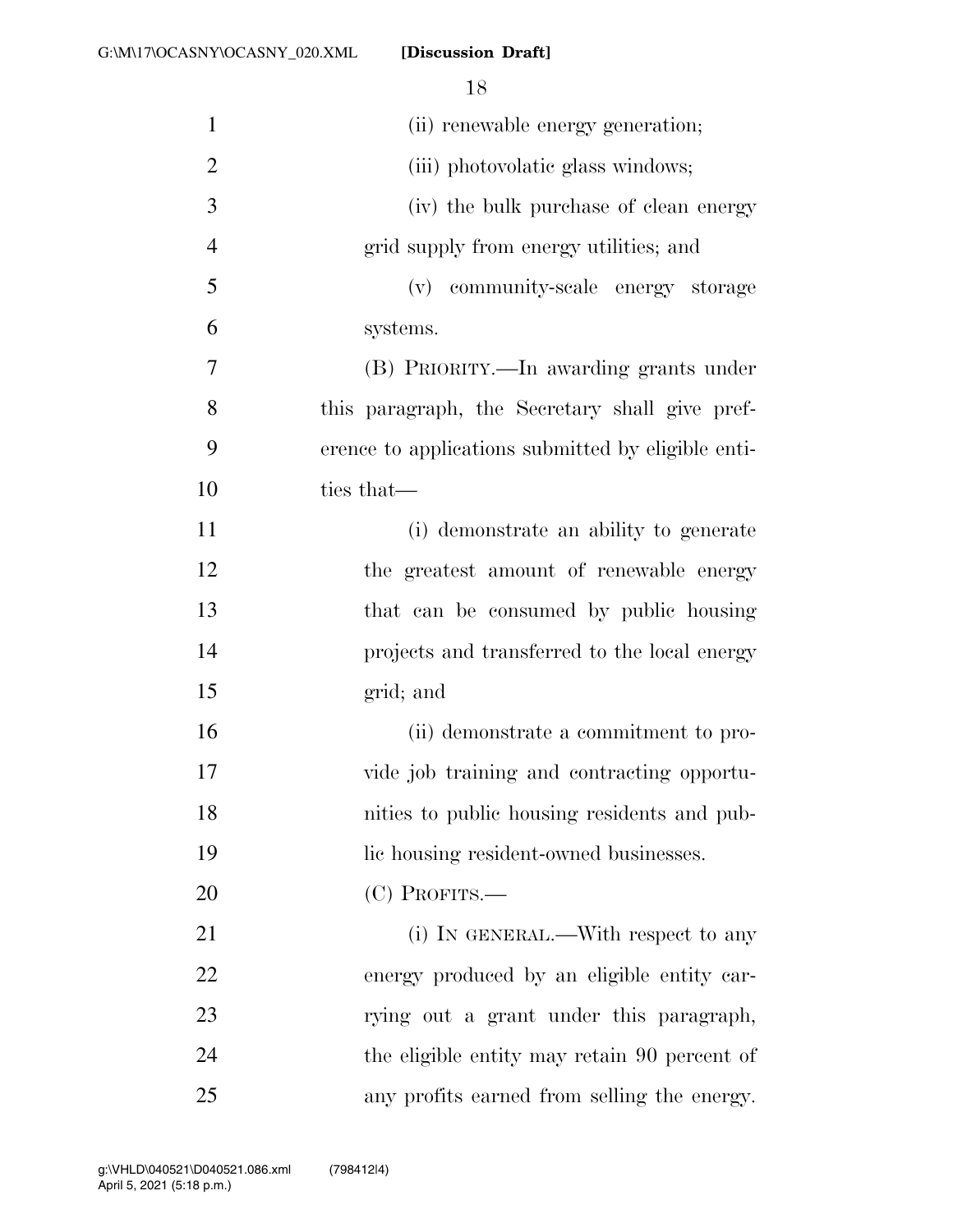(ii) renewable energy generation;

(iii) photovolatic glass windows;

(iv) the bulk purchase of clean energy grid supply from energy utilities; and

(v) community-scale energy storage systems.

(B) PRIORITY.—In awarding grants under this paragraph, the Secretary shall give preference to applications submitted by eligible entities that—

(i) demonstrate an ability to generate the greatest amount of renewable energy that can be consumed by public housing projects and transferred to the local energy grid; and

(ii) demonstrate a commitment to provide job training and contracting opportunities to public housing residents and public housing resident-owned businesses.

(C) PROFITS.—

(i) IN GENERAL.—With respect to any energy produced by an eligible entity carrying out a grant under this paragraph, the eligible entity may retain 90 percent of any profits earned from selling the energy.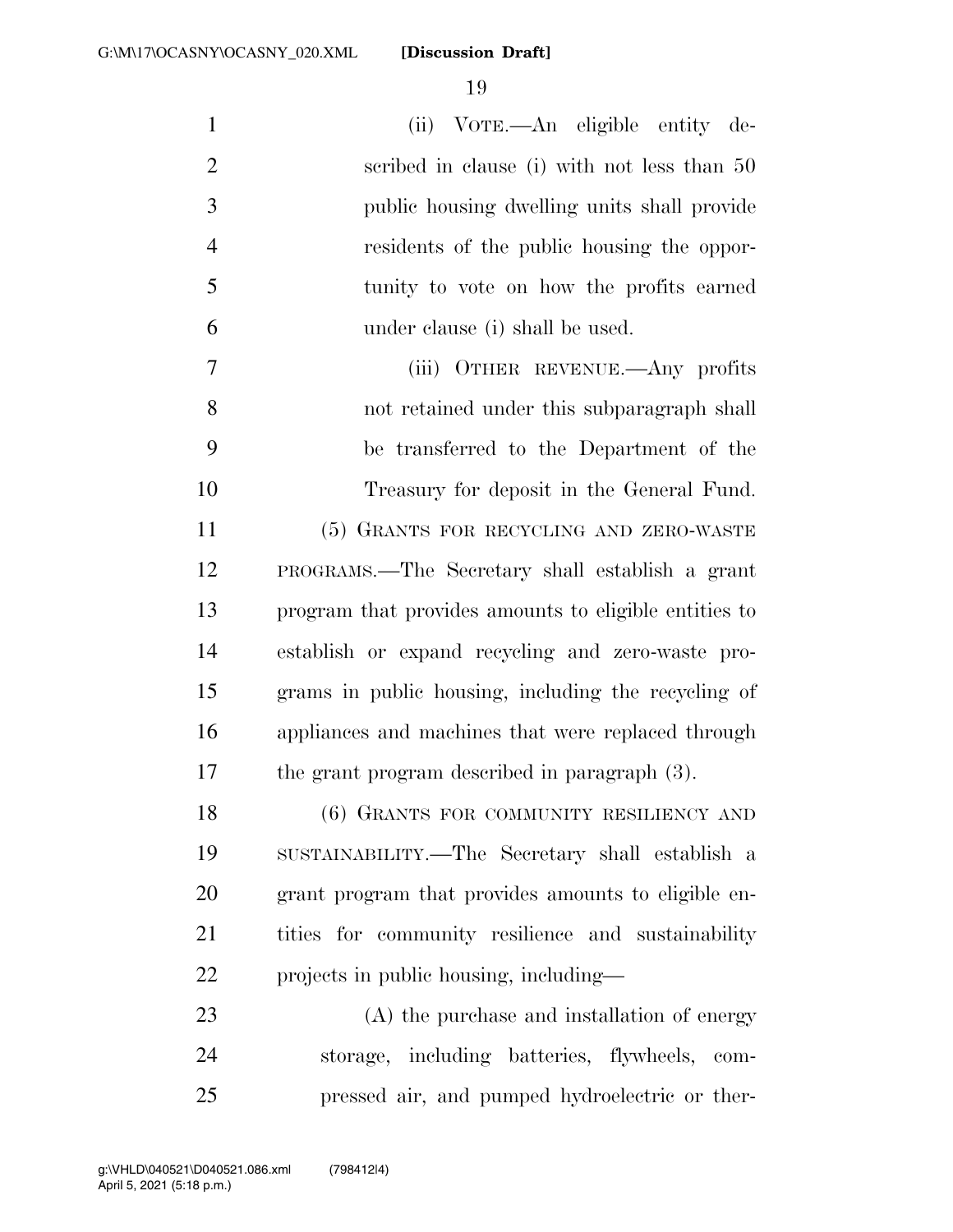(ii) VOTE.—An eligible entity described in clause (i) with not less than 50 public housing dwelling units shall provide residents of the public housing the opportunity to vote on how the profits earned under clause (i) shall be used.

(iii) OTHER REVENUE.—Any profits not retained under this subparagraph shall be transferred to the Department of the Treasury for deposit in the General Fund.

(5) GRANTS FOR RECYCLING AND ZERO-WASTE PROGRAMS.—The Secretary shall establish a grant program that provides amounts to eligible entities to establish or expand recycling and zero-waste programs in public housing, including the recycling of appliances and machines that were replaced through the grant program described in paragraph (3).

(6) GRANTS FOR COMMUNITY RESILIENCY AND SUSTAINABILITY.—The Secretary shall establish a grant program that provides amounts to eligible entities for community resilience and sustainability projects in public housing, including—

(A) the purchase and installation of energy storage, including batteries, flywheels, compressed air, and pumped hydroelectric or ther-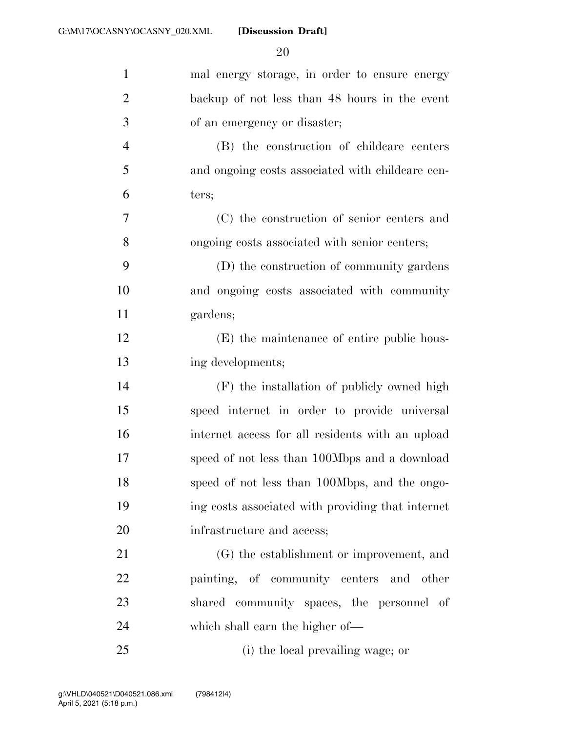mal energy storage, in order to ensure energy backup of not less than 48 hours in the event of an emergency or disaster;

(B) the construction of childcare centers and ongoing costs associated with childcare centers;

(C) the construction of senior centers and ongoing costs associated with senior centers;

(D) the construction of community gardens and ongoing costs associated with community gardens;

(E) the maintenance of entire public housing developments;

(F) the installation of publicly owned high speed internet in order to provide universal internet access for all residents with an upload speed of not less than 100Mbps and a download speed of not less than 100Mbps, and the ongoing costs associated with providing that internet infrastructure and access;

(G) the establishment or improvement, and painting, of community centers and other shared community spaces, the personnel of which shall earn the higher of—

(i) the local prevailing wage; or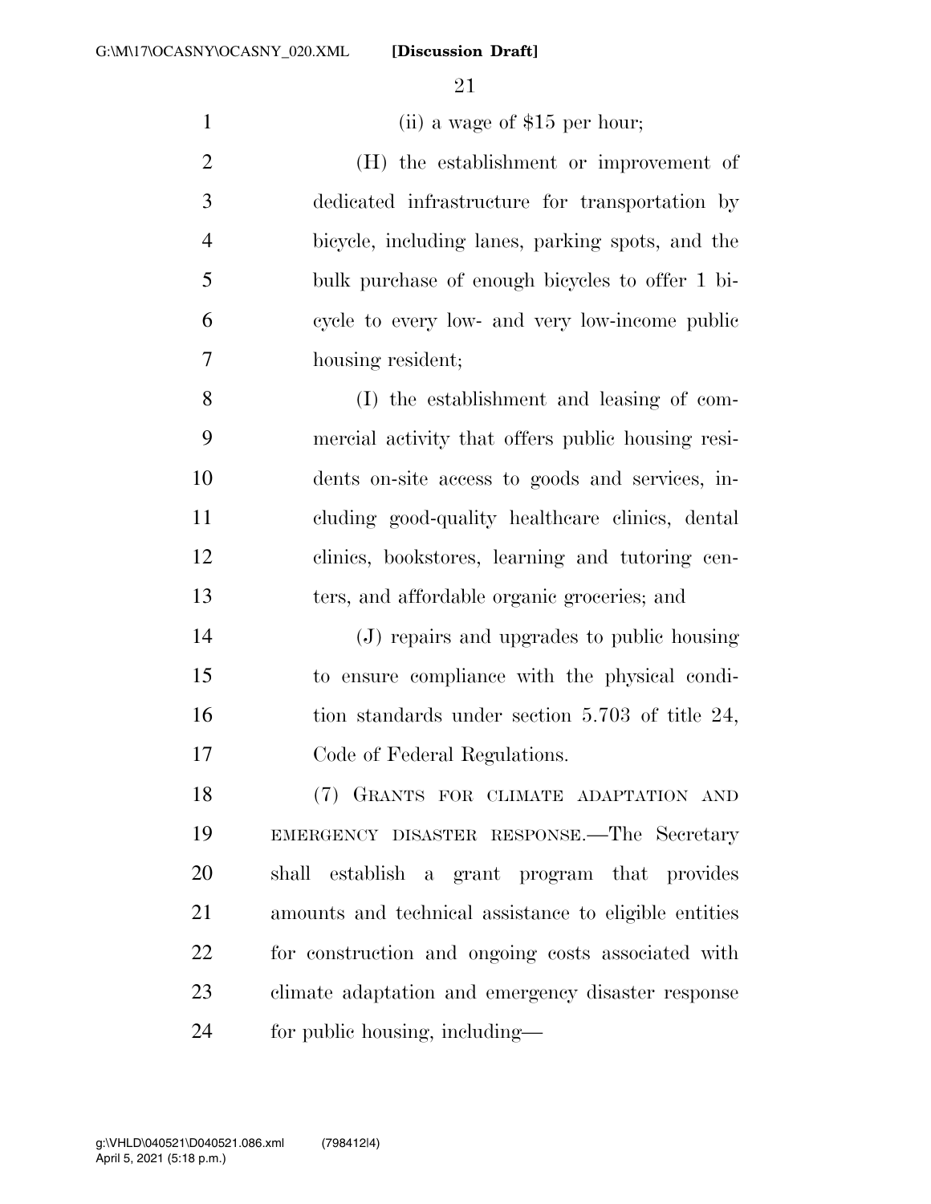(ii) a wage of $15 per hour;

(H) the establishment or improvement of dedicated infrastructure for transportation by bicycle, including lanes, parking spots, and the bulk purchase of enough bicycles to offer 1 bicycle to every low- and very low-income public housing resident;

(I) the establishment and leasing of commercial activity that offers public housing residents on-site access to goods and services, including good-quality healthcare clinics, dental clinics, bookstores, learning and tutoring centers, and affordable organic groceries; and

(J) repairs and upgrades to public housing to ensure compliance with the physical condition standards under section 5.703 of title 24, Code of Federal Regulations.

(7) GRANTS FOR CLIMATE ADAPTATION AND EMERGENCY DISASTER RESPONSE.—The Secretary shall establish a grant program that provides amounts and technical assistance to eligible entities for construction and ongoing costs associated with climate adaptation and emergency disaster response for public housing, including—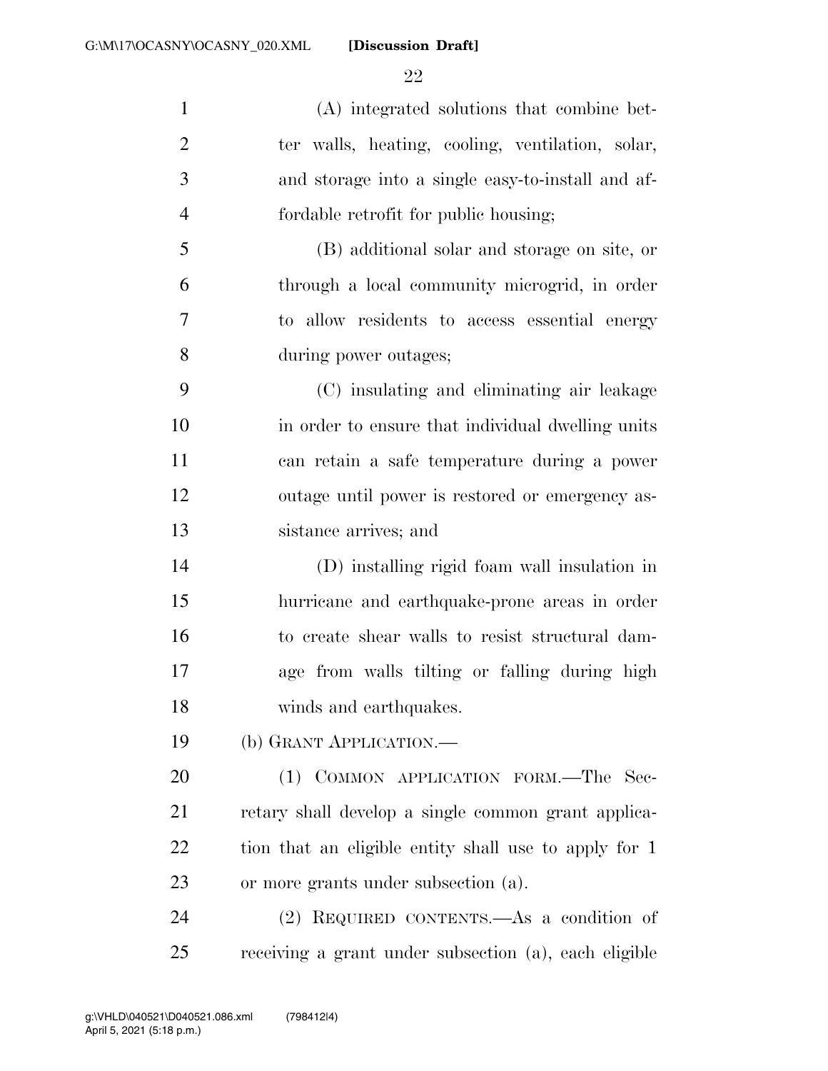(A) integrated solutions that combine better walls, heating, cooling, ventilation, solar, and storage into a single easy-to-install and affordable retrofit for public housing;

(B) additional solar and storage on site, or through a local community microgrid, in order to allow residents to access essential energy during power outages;

(C) insulating and eliminating air leakage in order to ensure that individual dwelling units can retain a safe temperature during a power outage until power is restored or emergency assistance arrives; and

(D) installing rigid foam wall insulation in hurricane and earthquake-prone areas in order to create shear walls to resist structural damage from walls tilting or falling during high winds and earthquakes.

(b) GRANT APPLICATION.—

(1) COMMON APPLICATION FORM.—The Secretary shall develop a single common grant application that an eligible entity shall use to apply for 1 or more grants under subsection (a).

(2) REQUIRED CONTENTS.—As a condition of receiving a grant under subsection (a), each eligible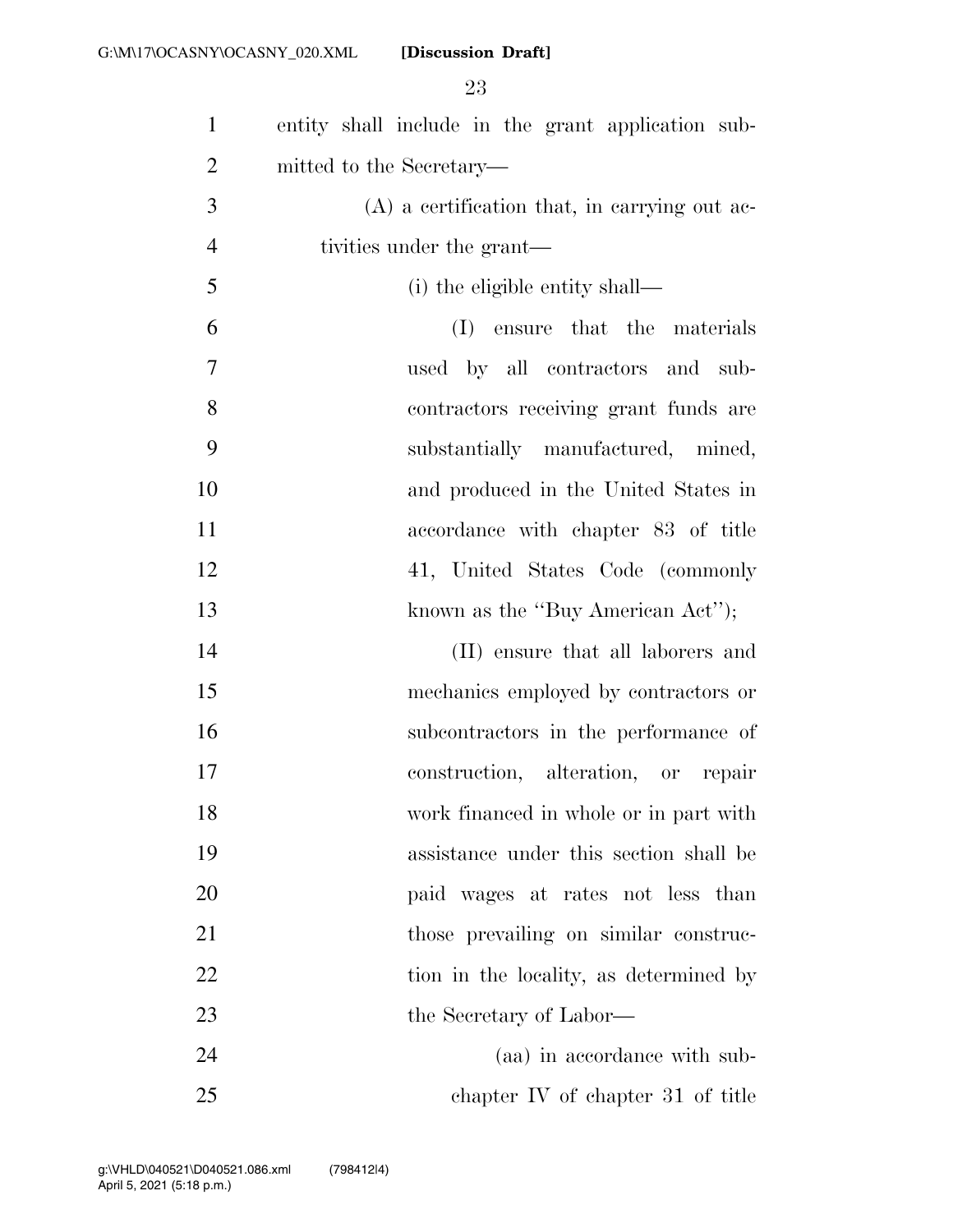entity shall include in the grant application submitted to the Secretary—

(A) a certification that, in carrying out activities under the grant—

(i) the eligible entity shall—

(I) ensure that the materials used by all contractors and subcontractors receiving grant funds are substantially manufactured, mined, and produced in the United States in accordance with chapter 83 of title 41, United States Code (commonly known as the "Buy American Act");

(II) ensure that all laborers and mechanics employed by contractors or subcontractors in the performance of construction, alteration, or repair work financed in whole or in part with assistance under this section shall be paid wages at rates not less than those prevailing on similar construction in the locality, as determined by the Secretary of Labor—

(aa) in accordance with subchapter IV of chapter 31 of title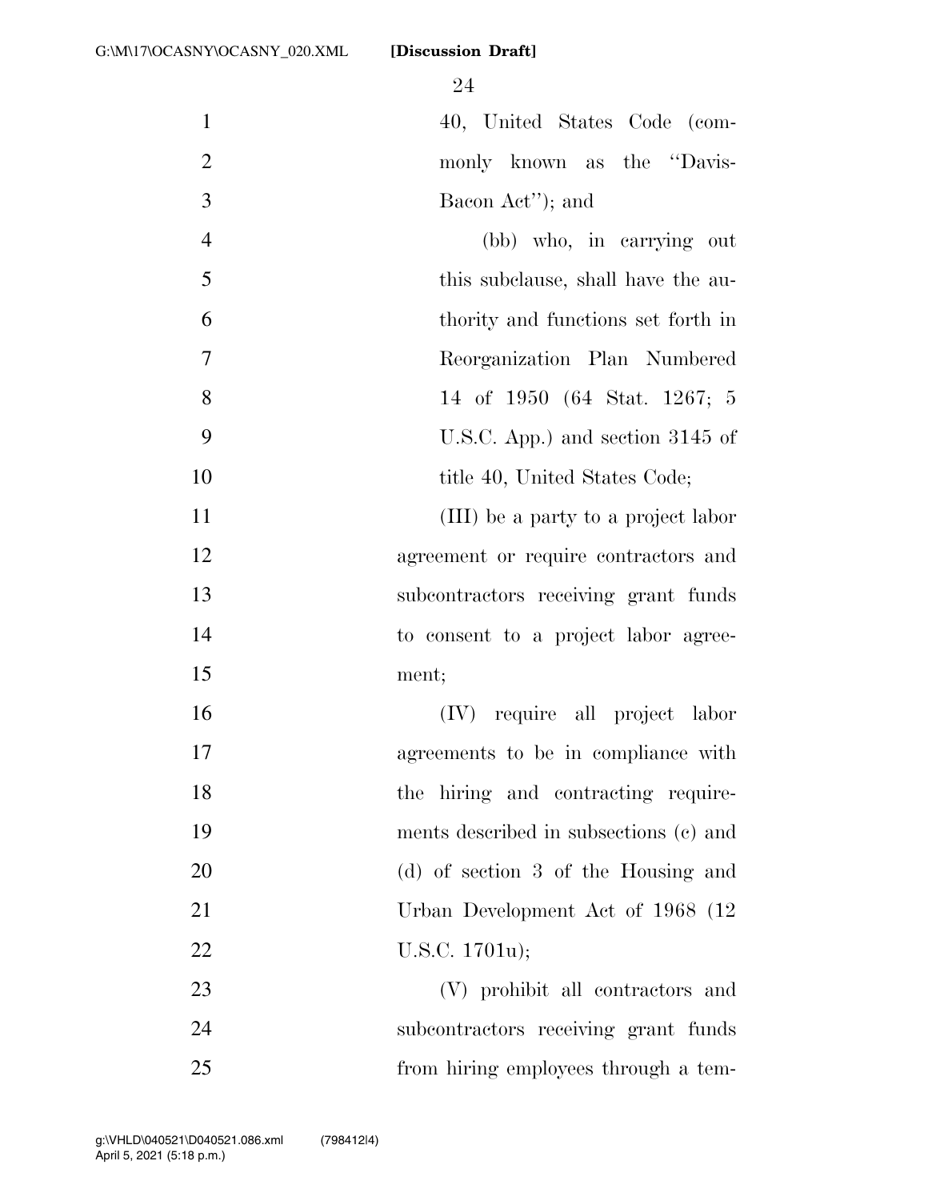40, United States Code (commonly known as the ''Davis-Bacon Act''); and

(bb) who, in carrying out this subclause, shall have the authority and functions set forth in Reorganization Plan Numbered 14 of 1950 (64 Stat. 1267; 5 U.S.C. App.) and section 3145 of title 40, United States Code;

(III) be a party to a project labor agreement or require contractors and subcontractors receiving grant funds to consent to a project labor agreement;

(IV) require all project labor agreements to be in compliance with the hiring and contracting requirements described in subsections (c) and (d) of section 3 of the Housing and Urban Development Act of 1968 (12 U.S.C. 1701u);

(V) prohibit all contractors and subcontractors receiving grant funds from hiring employees through a tem-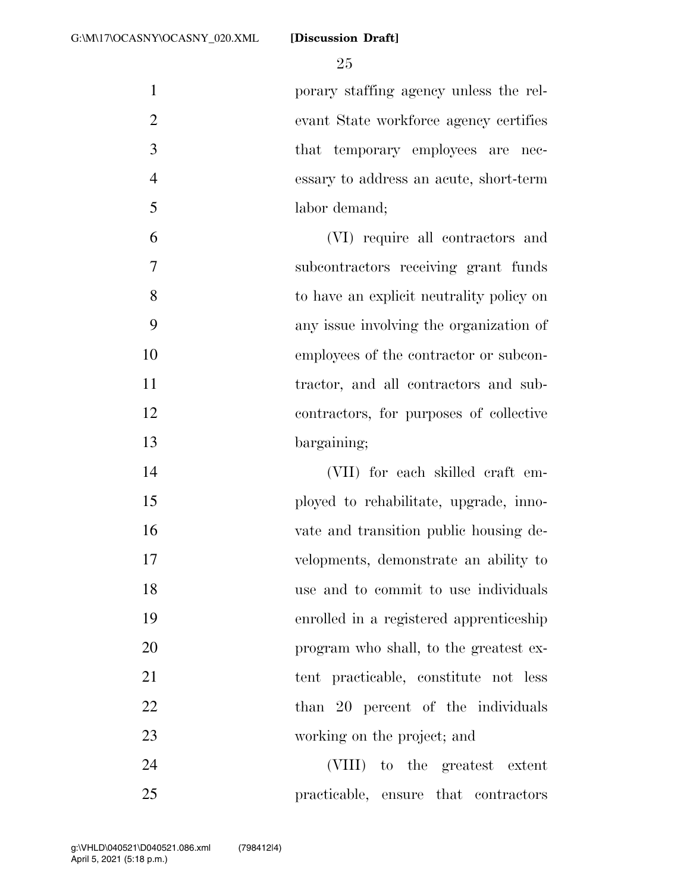porary staffing agency unless the relevant State workforce agency certifies that temporary employees are necessary to address an acute, short-term labor demand;

(VI) require all contractors and subcontractors receiving grant funds to have an explicit neutrality policy on any issue involving the organization of employees of the contractor or subcontractor, and all contractors and subcontractors, for purposes of collective bargaining;

(VII) for each skilled craft employed to rehabilitate, upgrade, innovate and transition public housing developments, demonstrate an ability to use and to commit to use individuals enrolled in a registered apprenticeship program who shall, to the greatest extent practicable, constitute not less than 20 percent of the individuals working on the project; and

(VIII) to the greatest extent practicable, ensure that contractors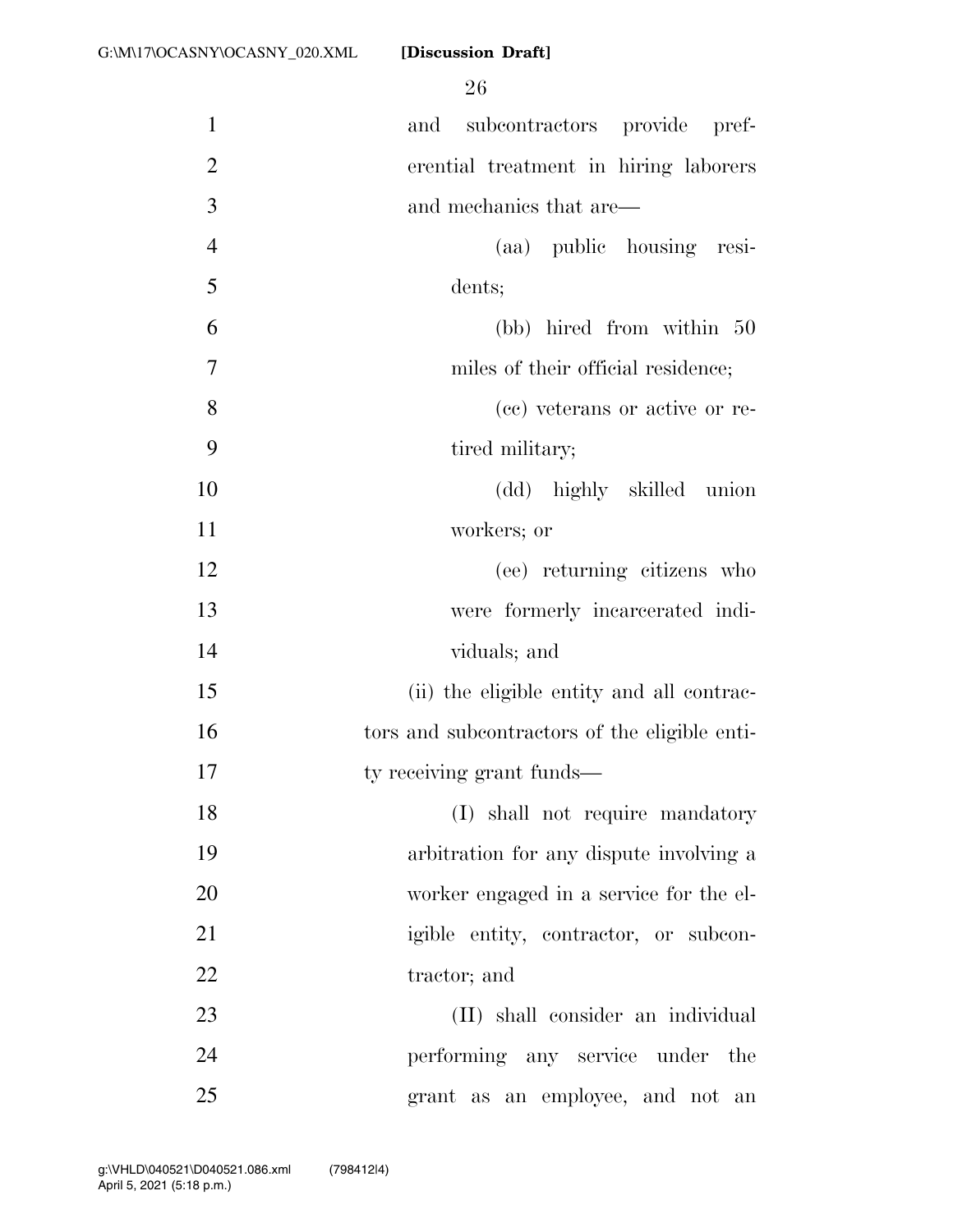and subcontractors provide preferential treatment in hiring laborers and mechanics that are—

(aa) public housing residents;

(bb) hired from within 50 miles of their official residence;

(cc) veterans or active or retired military;

(dd) highly skilled union workers; or

(ee) returning citizens who were formerly incarcerated individuals; and

(ii) the eligible entity and all contractors and subcontractors of the eligible entity receiving grant funds—

(I) shall not require mandatory arbitration for any dispute involving a worker engaged in a service for the eligible entity, contractor, or subcontractor; and

(II) shall consider an individual performing any service under the grant as an employee, and not an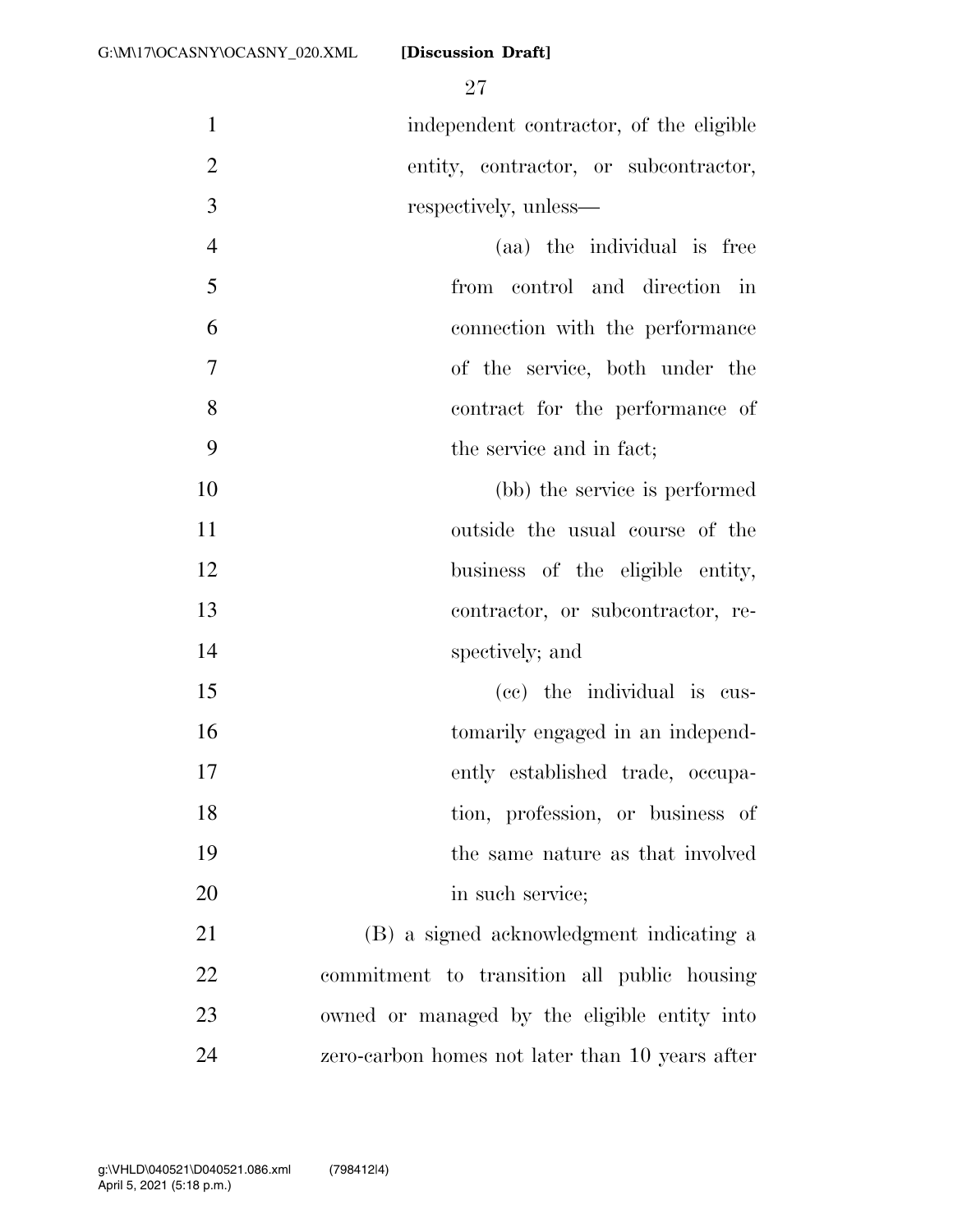independent contractor, of the eligible entity, contractor, or subcontractor, respectively, unless—

(aa) the individual is free from control and direction in connection with the performance of the service, both under the contract for the performance of the service and in fact;

(bb) the service is performed outside the usual course of the business of the eligible entity, contractor, or subcontractor, respectively; and

(cc) the individual is customarily engaged in an independently established trade, occupation, profession, or business of the same nature as that involved in such service;

(B) a signed acknowledgment indicating a commitment to transition all public housing owned or managed by the eligible entity into zero-carbon homes not later than 10 years after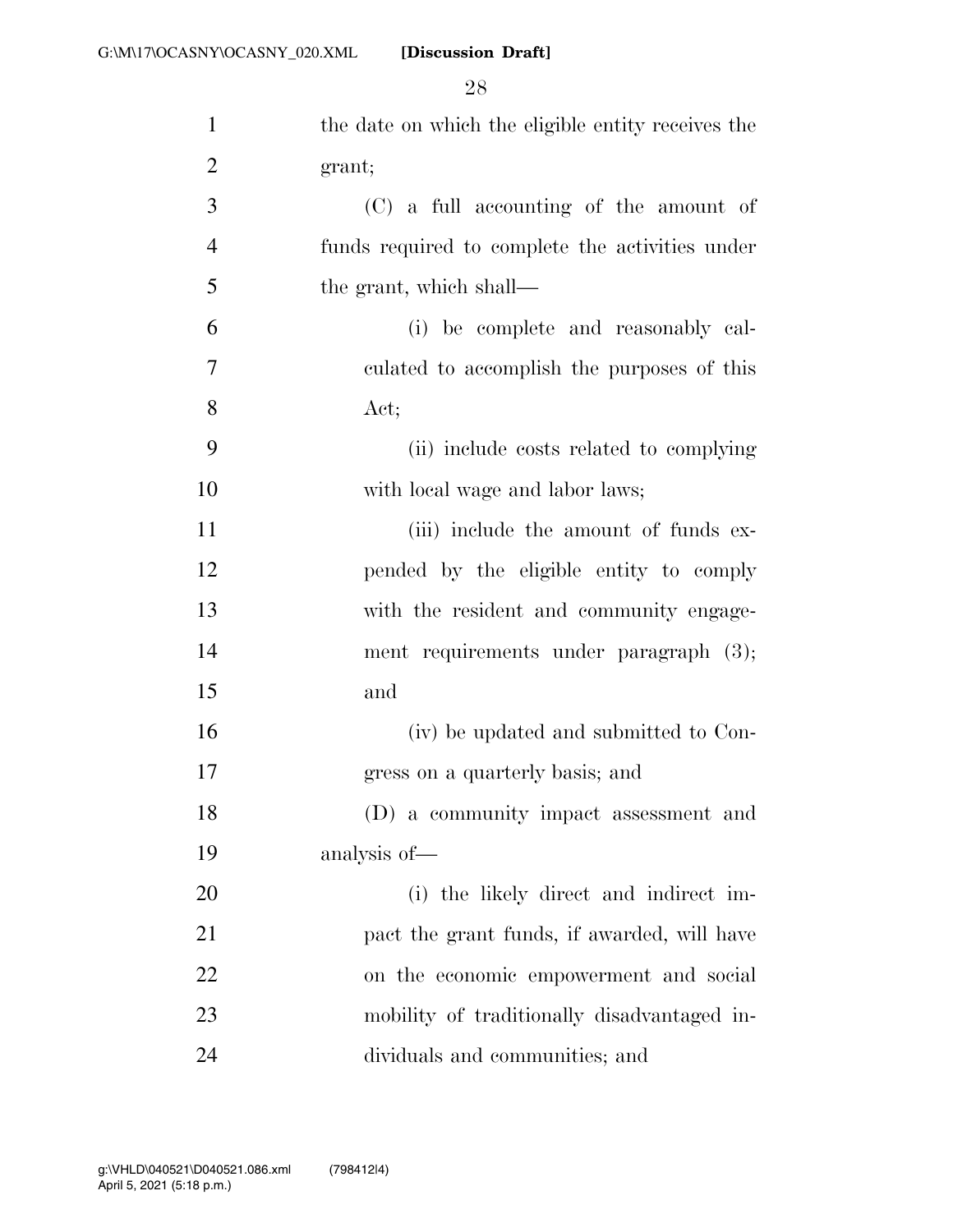the date on which the eligible entity receives the grant;

(C) a full accounting of the amount of funds required to complete the activities under the grant, which shall—

(i) be complete and reasonably calculated to accomplish the purposes of this Act;

(ii) include costs related to complying with local wage and labor laws;

(iii) include the amount of funds expended by the eligible entity to comply with the resident and community engagement requirements under paragraph (3); and

(iv) be updated and submitted to Congress on a quarterly basis; and

(D) a community impact assessment and analysis of—

(i) the likely direct and indirect impact the grant funds, if awarded, will have on the economic empowerment and social mobility of traditionally disadvantaged individuals and communities; and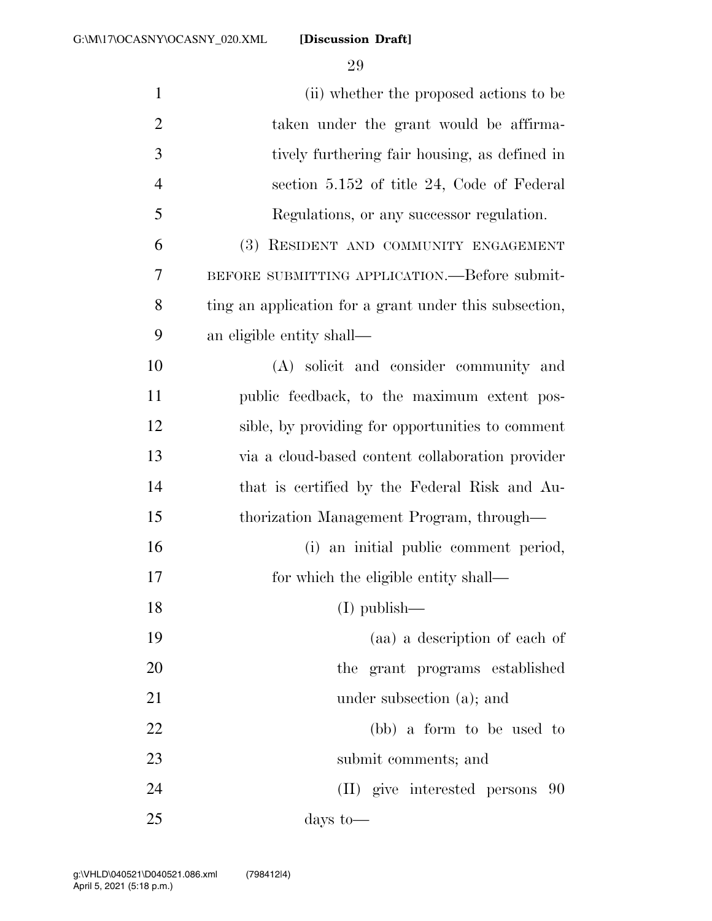(ii) whether the proposed actions to be taken under the grant would be affirmatively furthering fair housing, as defined in section 5.152 of title 24, Code of Federal Regulations, or any successor regulation.

(3) RESIDENT AND COMMUNITY ENGAGEMENT BEFORE SUBMITTING APPLICATION.—Before submitting an application for a grant under this subsection, an eligible entity shall—

(A) solicit and consider community and public feedback, to the maximum extent possible, by providing for opportunities to comment via a cloud-based content collaboration provider that is certified by the Federal Risk and Authorization Management Program, through—

(i) an initial public comment period, for which the eligible entity shall—

(I) publish—

(aa) a description of each of the grant programs established under subsection (a); and

(bb) a form to be used to submit comments; and

(II) give interested persons 90 days to—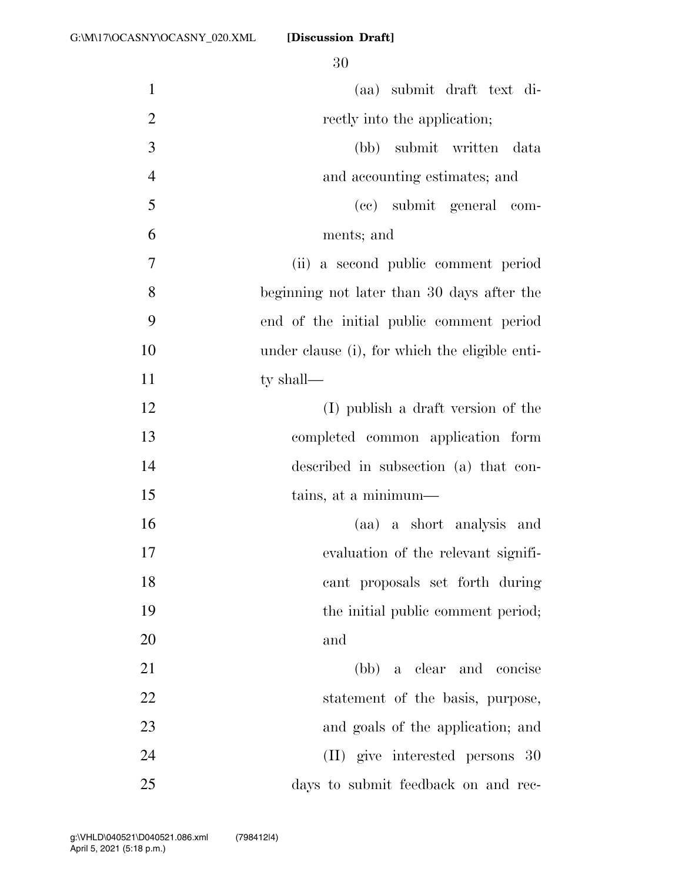(aa) submit draft text directly into the application;

(bb) submit written data and accounting estimates; and

(cc) submit general comments; and

(ii) a second public comment period beginning not later than 30 days after the end of the initial public comment period under clause (i), for which the eligible entity shall—

(I) publish a draft version of the completed common application form described in subsection (a) that contains, at a minimum—

(aa) a short analysis and evaluation of the relevant significant proposals set forth during the initial public comment period; and

(bb) a clear and concise statement of the basis, purpose, and goals of the application; and

(II) give interested persons 30 days to submit feedback on and rec-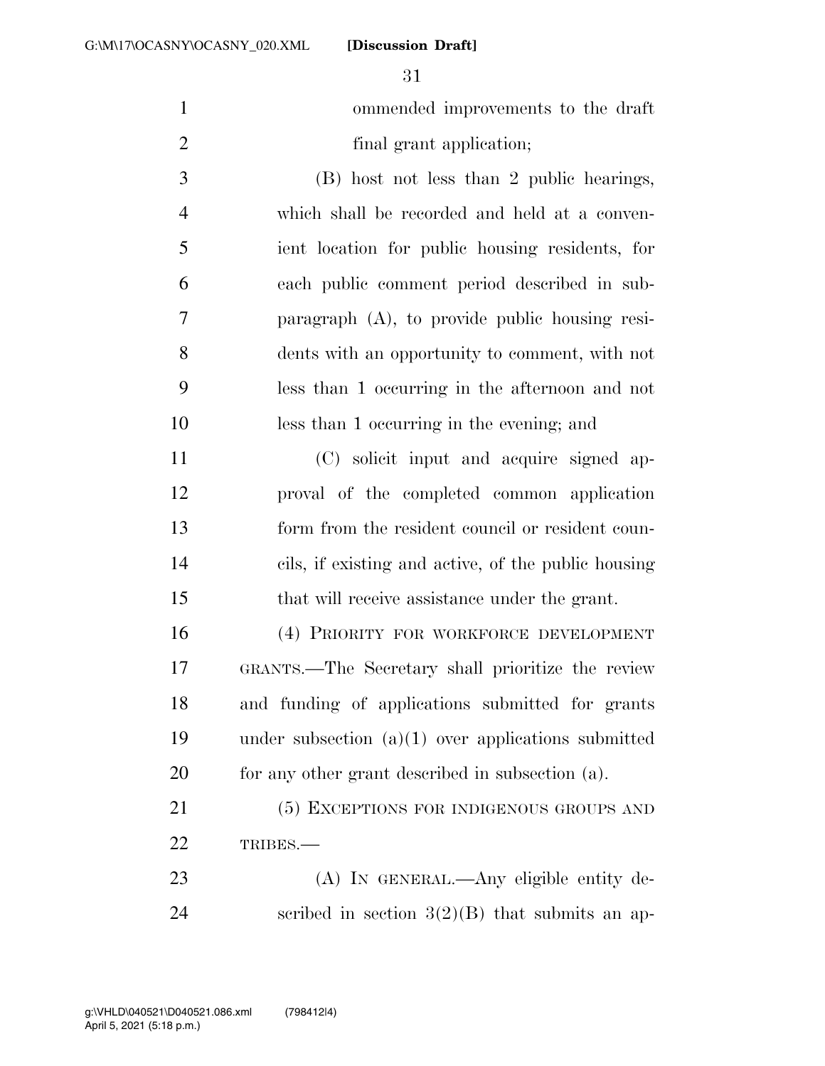ommended improvements to the draft final grant application;

(B) host not less than 2 public hearings, which shall be recorded and held at a convenient location for public housing residents, for each public comment period described in subparagraph (A), to provide public housing residents with an opportunity to comment, with not less than 1 occurring in the afternoon and not less than 1 occurring in the evening; and

(C) solicit input and acquire signed approval of the completed common application form from the resident council or resident councils, if existing and active, of the public housing that will receive assistance under the grant.

(4) PRIORITY FOR WORKFORCE DEVELOPMENT GRANTS.—The Secretary shall prioritize the review and funding of applications submitted for grants under subsection (a)(1) over applications submitted for any other grant described in subsection (a).

(5) EXCEPTIONS FOR INDIGENOUS GROUPS AND TRIBES.—

(A) IN GENERAL.—Any eligible entity described in section 3(2)(B) that submits an ap-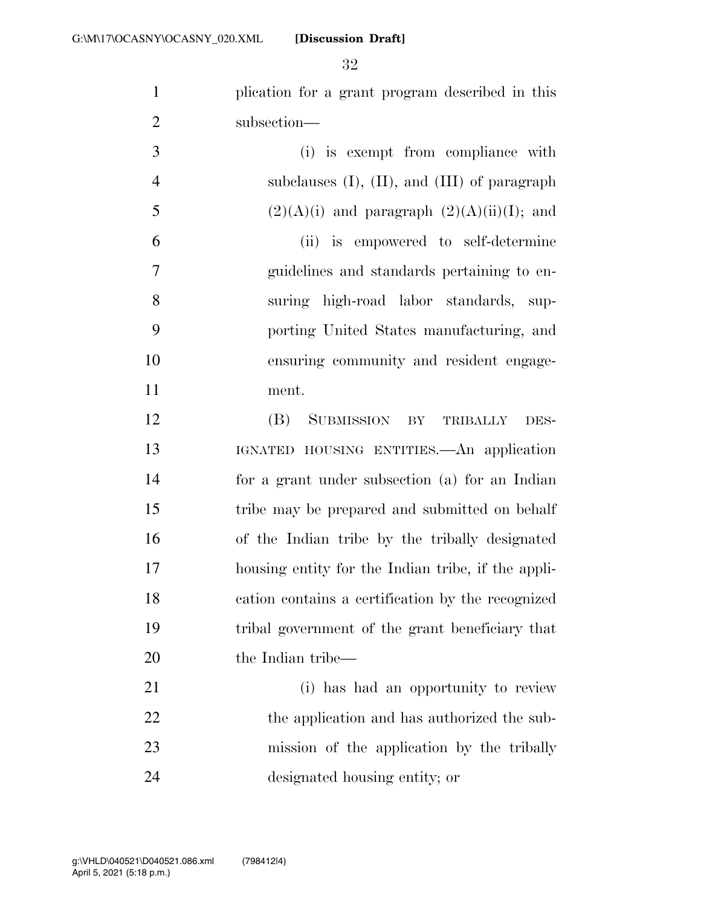plication for a grant program described in this subsection—

(i) is exempt from compliance with subclauses (I), (II), and (III) of paragraph (2)(A)(i) and paragraph (2)(A)(ii)(I); and

(ii) is empowered to self-determine guidelines and standards pertaining to ensuring high-road labor standards, supporting United States manufacturing, and ensuring community and resident engagement.

(B) SUBMISSION BY TRIBALLY DESIGNATED HOUSING ENTITIES.—An application for a grant under subsection (a) for an Indian tribe may be prepared and submitted on behalf of the Indian tribe by the tribally designated housing entity for the Indian tribe, if the application contains a certification by the recognized tribal government of the grant beneficiary that the Indian tribe—

(i) has had an opportunity to review the application and has authorized the submission of the application by the tribally designated housing entity; or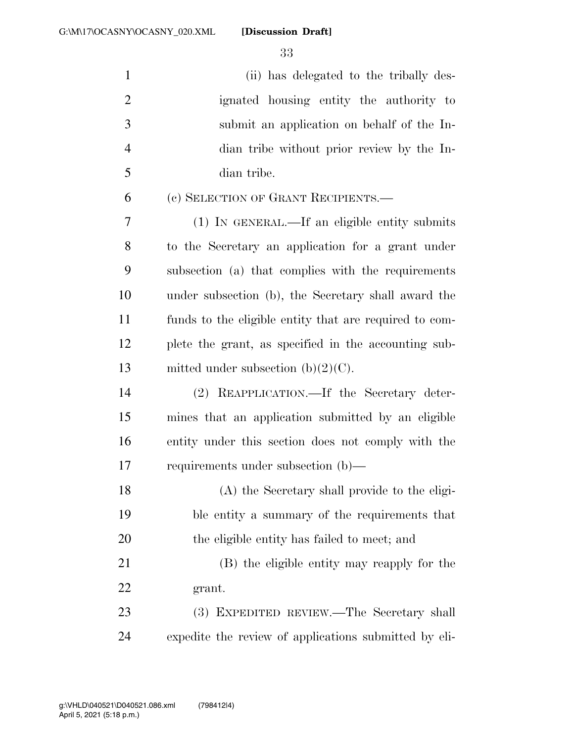(ii) has delegated to the tribally designated housing entity the authority to submit an application on behalf of the Indian tribe without prior review by the Indian tribe.

(c) SELECTION OF GRANT RECIPIENTS.—

(1) IN GENERAL.—If an eligible entity submits to the Secretary an application for a grant under subsection (a) that complies with the requirements under subsection (b), the Secretary shall award the funds to the eligible entity that are required to complete the grant, as specified in the accounting submitted under subsection (b)(2)(C).

(2) REAPPLICATION.—If the Secretary determines that an application submitted by an eligible entity under this section does not comply with the requirements under subsection (b)—

(A) the Secretary shall provide to the eligible entity a summary of the requirements that the eligible entity has failed to meet; and

(B) the eligible entity may reapply for the grant.

(3) EXPEDITED REVIEW.—The Secretary shall expedite the review of applications submitted by eli-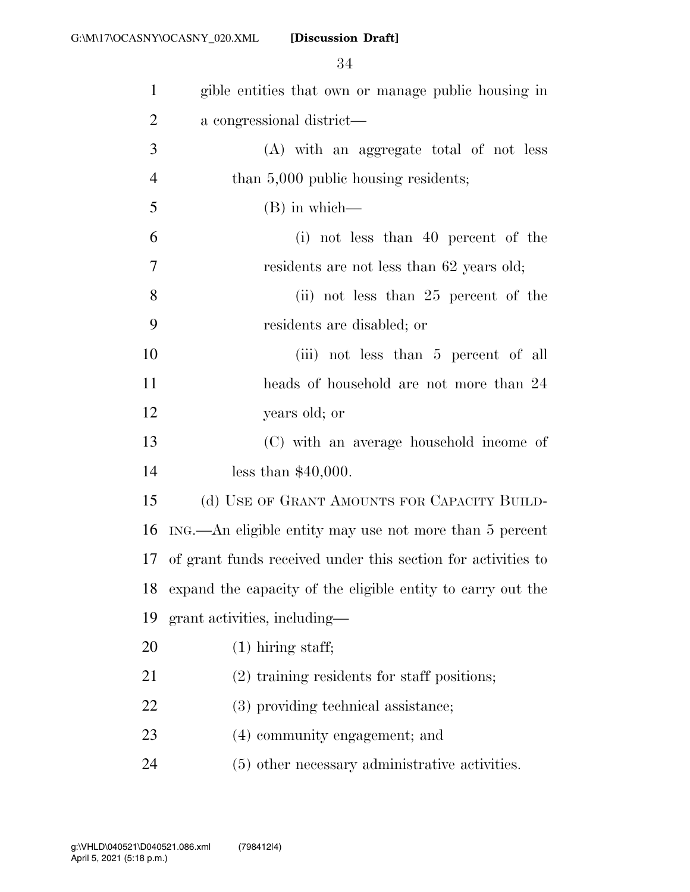gible entities that own or manage public housing in a congressional district—

(A) with an aggregate total of not less than 5,000 public housing residents;

(B) in which—

(i) not less than 40 percent of the residents are not less than 62 years old;

(ii) not less than 25 percent of the residents are disabled; or

(iii) not less than 5 percent of all heads of household are not more than 24 years old; or

(C) with an average household income of less than $40,000.

(d) USE OF GRANT AMOUNTS FOR CAPACITY BUILDING.—An eligible entity may use not more than 5 percent of grant funds received under this section for activities to expand the capacity of the eligible entity to carry out the grant activities, including—

(1) hiring staff;

(2) training residents for staff positions;

(3) providing technical assistance;

(4) community engagement; and

(5) other necessary administrative activities.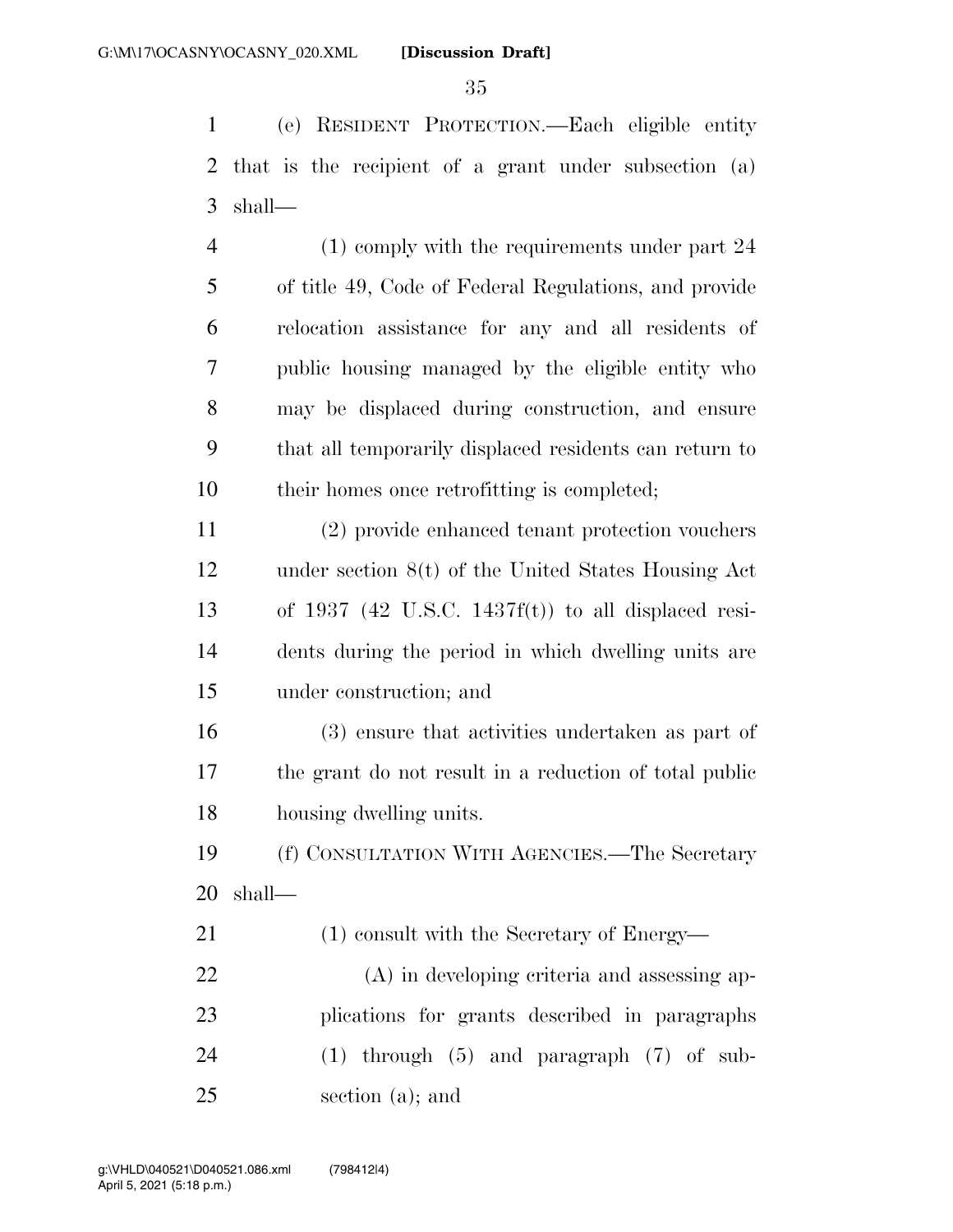(e) RESIDENT PROTECTION.—Each eligible entity that is the recipient of a grant under subsection (a) shall—

(1) comply with the requirements under part 24 of title 49, Code of Federal Regulations, and provide relocation assistance for any and all residents of public housing managed by the eligible entity who may be displaced during construction, and ensure that all temporarily displaced residents can return to their homes once retrofitting is completed;

(2) provide enhanced tenant protection vouchers under section 8(t) of the United States Housing Act of 1937 (42 U.S.C. 1437f(t)) to all displaced residents during the period in which dwelling units are under construction; and

(3) ensure that activities undertaken as part of the grant do not result in a reduction of total public housing dwelling units.

(f) CONSULTATION WITH AGENCIES.—The Secretary shall—

(1) consult with the Secretary of Energy—

(A) in developing criteria and assessing applications for grants described in paragraphs (1) through (5) and paragraph (7) of subsection (a); and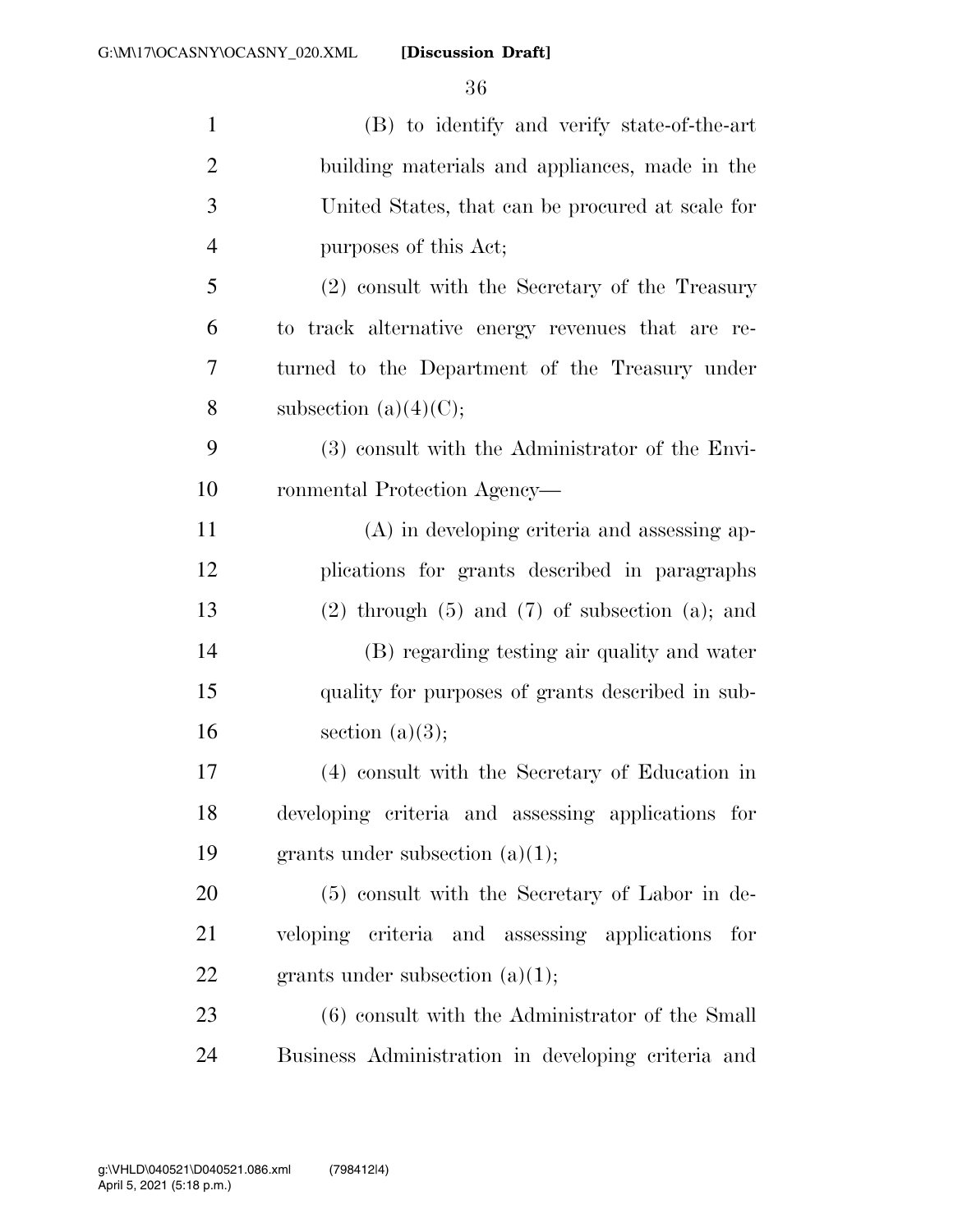(B) to identify and verify state-of-the-art building materials and appliances, made in the United States, that can be procured at scale for purposes of this Act;

(2) consult with the Secretary of the Treasury to track alternative energy revenues that are returned to the Department of the Treasury under subsection (a)(4)(C);

(3) consult with the Administrator of the Environmental Protection Agency—

(A) in developing criteria and assessing applications for grants described in paragraphs (2) through (5) and (7) of subsection (a); and

(B) regarding testing air quality and water quality for purposes of grants described in subsection (a)(3);

(4) consult with the Secretary of Education in developing criteria and assessing applications for grants under subsection (a)(1);

(5) consult with the Secretary of Labor in developing criteria and assessing applications for grants under subsection (a)(1);

(6) consult with the Administrator of the Small Business Administration in developing criteria and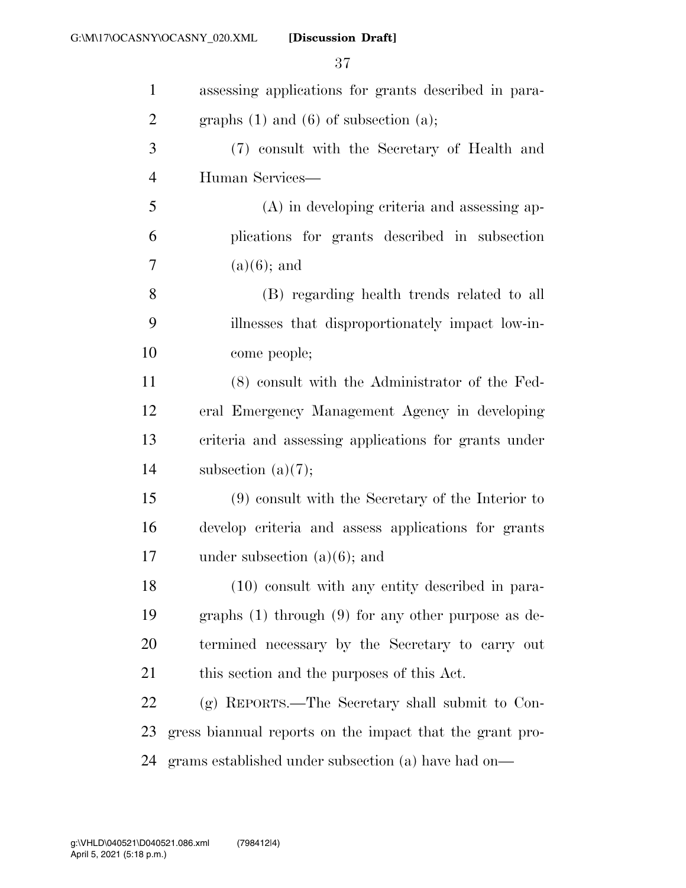assessing applications for grants described in paragraphs (1) and (6) of subsection (a);

(7) consult with the Secretary of Health and Human Services—

(A) in developing criteria and assessing applications for grants described in subsection (a)(6); and

(B) regarding health trends related to all illnesses that disproportionately impact low-income people;

(8) consult with the Administrator of the Federal Emergency Management Agency in developing criteria and assessing applications for grants under subsection (a)(7);

(9) consult with the Secretary of the Interior to develop criteria and assess applications for grants under subsection (a)(6); and

(10) consult with any entity described in paragraphs (1) through (9) for any other purpose as determined necessary by the Secretary to carry out this section and the purposes of this Act.

(g) REPORTS.—The Secretary shall submit to Congress biannual reports on the impact that the grant programs established under subsection (a) have had on—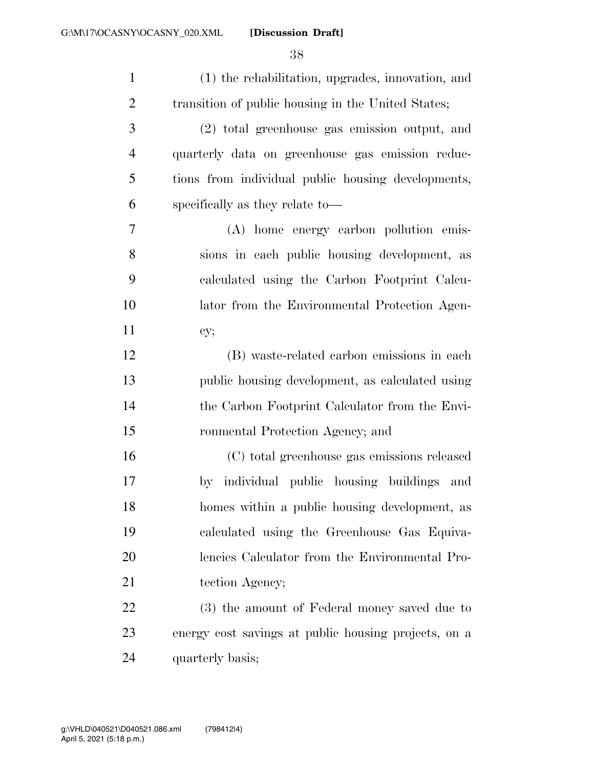(1) the rehabilitation, upgrades, innovation, and transition of public housing in the United States;

(2) total greenhouse gas emission output, and quarterly data on greenhouse gas emission reductions from individual public housing developments, specifically as they relate to—

(A) home energy carbon pollution emissions in each public housing development, as calculated using the Carbon Footprint Calculator from the Environmental Protection Agency;

(B) waste-related carbon emissions in each public housing development, as calculated using the Carbon Footprint Calculator from the Environmental Protection Agency; and

(C) total greenhouse gas emissions released by individual public housing buildings and homes within a public housing development, as calculated using the Greenhouse Gas Equivalencies Calculator from the Environmental Protection Agency;

(3) the amount of Federal money saved due to energy cost savings at public housing projects, on a quarterly basis;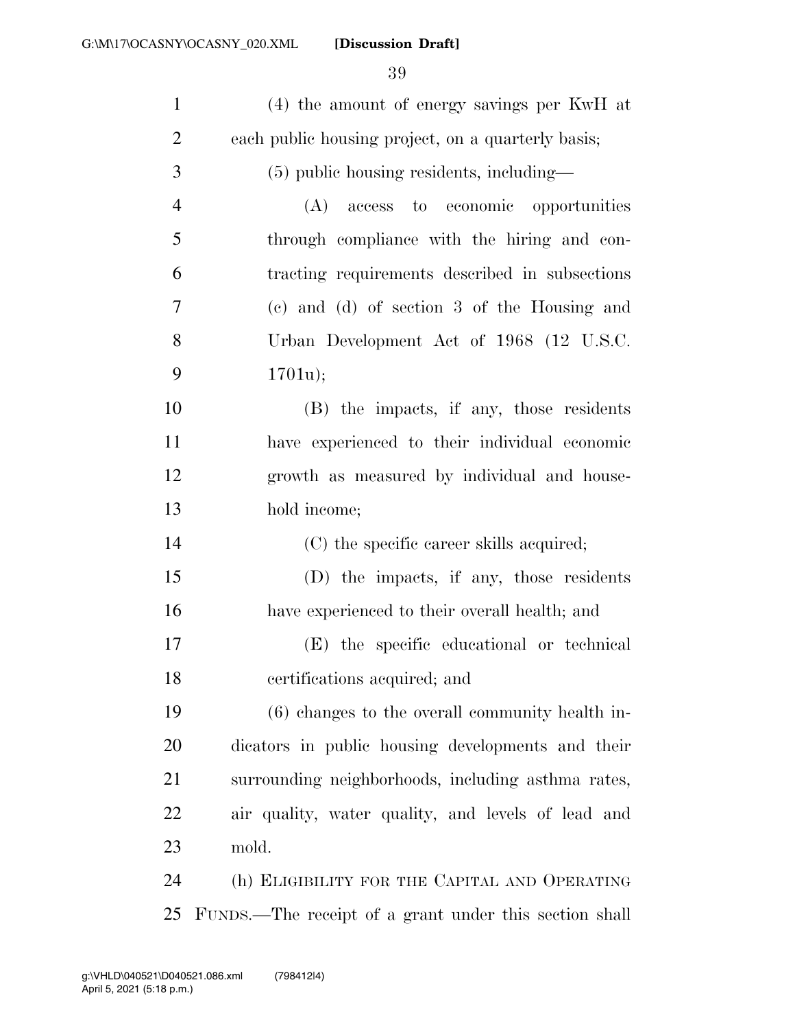(4) the amount of energy savings per KwH at each public housing project, on a quarterly basis;

(5) public housing residents, including—

(A) access to economic opportunities through compliance with the hiring and contracting requirements described in subsections (c) and (d) of section 3 of the Housing and Urban Development Act of 1968 (12 U.S.C. 1701u);

(B) the impacts, if any, those residents have experienced to their individual economic growth as measured by individual and household income;

(C) the specific career skills acquired;

(D) the impacts, if any, those residents have experienced to their overall health; and

(E) the specific educational or technical certifications acquired; and

(6) changes to the overall community health indicators in public housing developments and their surrounding neighborhoods, including asthma rates, air quality, water quality, and levels of lead and mold.

(h) ELIGIBILITY FOR THE CAPITAL AND OPERATING FUNDS.—The receipt of a grant under this section shall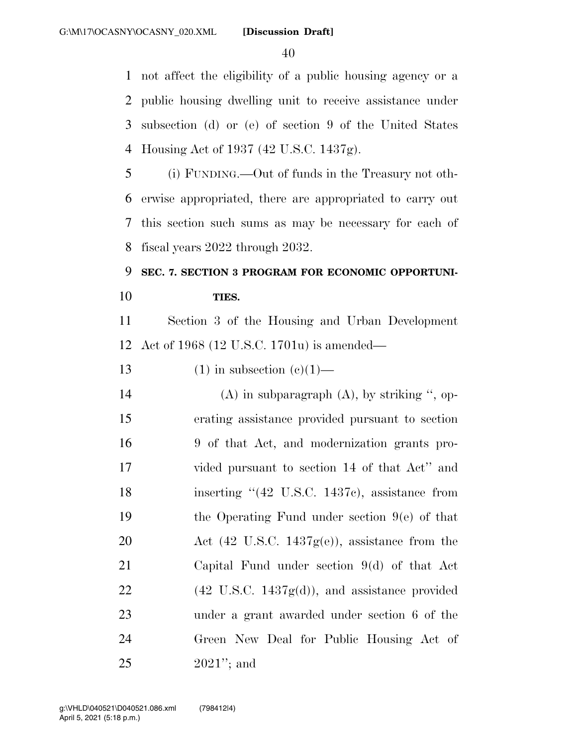not affect the eligibility of a public housing agency or a public housing dwelling unit to receive assistance under subsection (d) or (e) of section 9 of the United States Housing Act of 1937 (42 U.S.C. 1437g).

(i) FUNDING.—Out of funds in the Treasury not otherwise appropriated, there are appropriated to carry out this section such sums as may be necessary for each of fiscal years 2022 through 2032.

**SEC. 7. SECTION 3 PROGRAM FOR ECONOMIC OPPORTUNITIES.**

Section 3 of the Housing and Urban Development Act of 1968 (12 U.S.C. 1701u) is amended—

(1) in subsection (c)(1)—

(A) in subparagraph (A), by striking ", operating assistance provided pursuant to section 9 of that Act, and modernization grants provided pursuant to section 14 of that Act" and inserting "(42 U.S.C. 1437c), assistance from the Operating Fund under section 9(e) of that Act (42 U.S.C. 1437g(e)), assistance from the Capital Fund under section 9(d) of that Act (42 U.S.C. 1437g(d)), and assistance provided under a grant awarded under section 6 of the Green New Deal for Public Housing Act of 2021"; and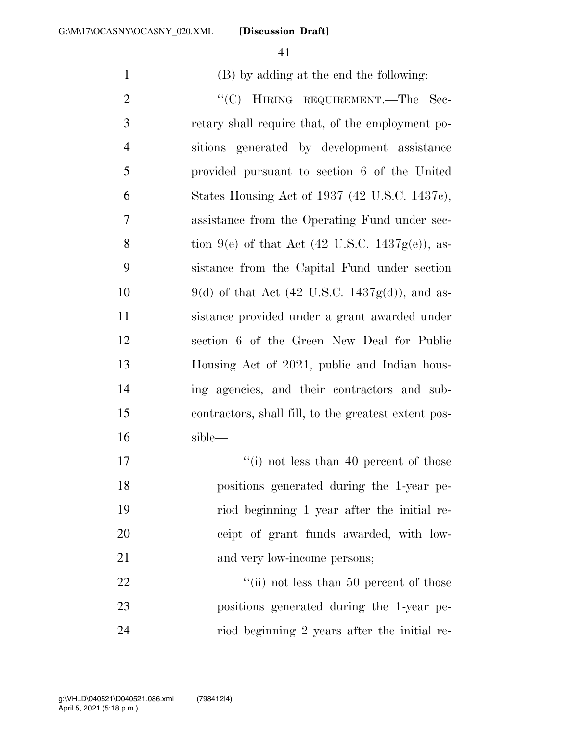(B) by adding at the end the following:

"(C) HIRING REQUIREMENT.—The Secretary shall require that, of the employment positions generated by development assistance provided pursuant to section 6 of the United States Housing Act of 1937 (42 U.S.C. 1437c), assistance from the Operating Fund under section 9(e) of that Act (42 U.S.C. 1437g(e)), assistance from the Capital Fund under section 9(d) of that Act (42 U.S.C. 1437g(d)), and assistance provided under a grant awarded under section 6 of the Green New Deal for Public Housing Act of 2021, public and Indian housing agencies, and their contractors and subcontractors, shall fill, to the greatest extent possible—

"(i) not less than 40 percent of those positions generated during the 1-year period beginning 1 year after the initial receipt of grant funds awarded, with low- and very low-income persons;

"(ii) not less than 50 percent of those positions generated during the 1-year period beginning 2 years after the initial re-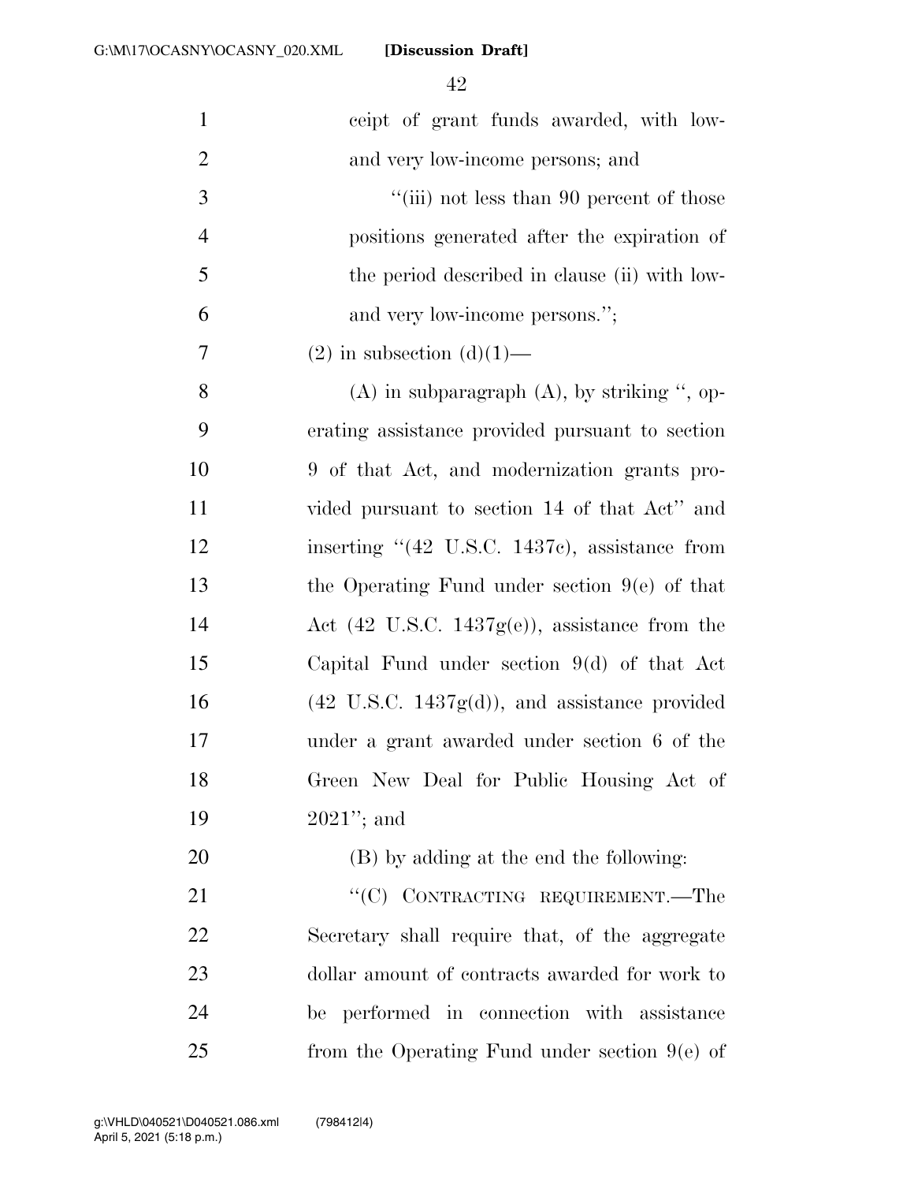ceipt of grant funds awarded, with low- and very low-income persons; and

"(iii) not less than 90 percent of those positions generated after the expiration of the period described in clause (ii) with low- and very low-income persons.";

(2) in subsection (d)(1)—

(A) in subparagraph (A), by striking ", operating assistance provided pursuant to section 9 of that Act, and modernization grants provided pursuant to section 14 of that Act" and inserting "(42 U.S.C. 1437c), assistance from the Operating Fund under section 9(e) of that Act (42 U.S.C. 1437g(e)), assistance from the Capital Fund under section 9(d) of that Act (42 U.S.C. 1437g(d)), and assistance provided under a grant awarded under section 6 of the Green New Deal for Public Housing Act of 2021"; and

(B) by adding at the end the following:

"(C) CONTRACTING REQUIREMENT.—The Secretary shall require that, of the aggregate dollar amount of contracts awarded for work to be performed in connection with assistance from the Operating Fund under section 9(e) of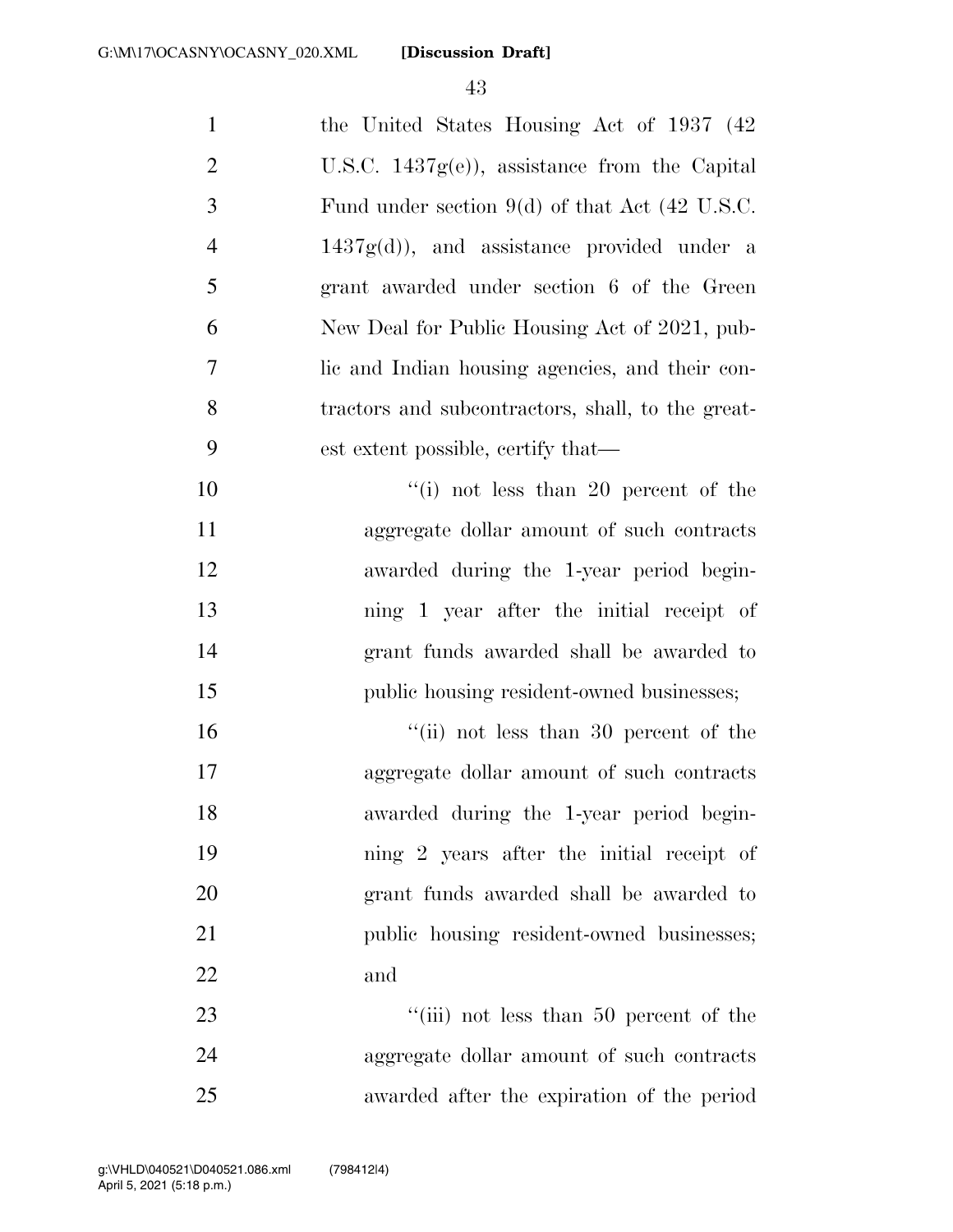the United States Housing Act of 1937 (42 U.S.C. 1437g(e)), assistance from the Capital Fund under section 9(d) of that Act (42 U.S.C. 1437g(d)), and assistance provided under a grant awarded under section 6 of the Green New Deal for Public Housing Act of 2021, public and Indian housing agencies, and their contractors and subcontractors, shall, to the greatest extent possible, certify that—

"(i) not less than 20 percent of the aggregate dollar amount of such contracts awarded during the 1-year period beginning 1 year after the initial receipt of grant funds awarded shall be awarded to public housing resident-owned businesses;

"(ii) not less than 30 percent of the aggregate dollar amount of such contracts awarded during the 1-year period beginning 2 years after the initial receipt of grant funds awarded shall be awarded to public housing resident-owned businesses; and

"(iii) not less than 50 percent of the aggregate dollar amount of such contracts awarded after the expiration of the period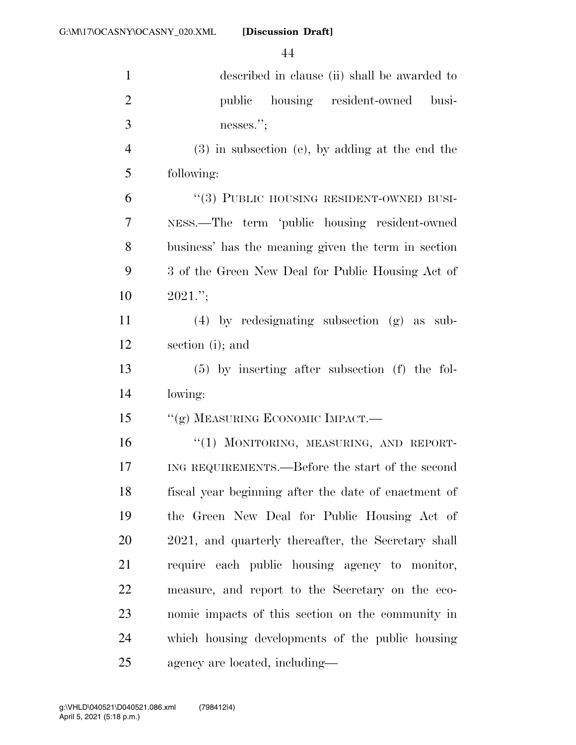described in clause (ii) shall be awarded to public housing resident-owned businesses.'';

(3) in subsection (e), by adding at the end the following:

''(3) PUBLIC HOUSING RESIDENT-OWNED BUSINESS.—The term 'public housing resident-owned business' has the meaning given the term in section 3 of the Green New Deal for Public Housing Act of 2021.'';

(4) by redesignating subsection (g) as subsection (i); and

(5) by inserting after subsection (f) the following:

''(g) MEASURING ECONOMIC IMPACT.—

''(1) MONITORING, MEASURING, AND REPORTING REQUIREMENTS.—Before the start of the second fiscal year beginning after the date of enactment of the Green New Deal for Public Housing Act of 2021, and quarterly thereafter, the Secretary shall require each public housing agency to monitor, measure, and report to the Secretary on the economic impacts of this section on the community in which housing developments of the public housing agency are located, including—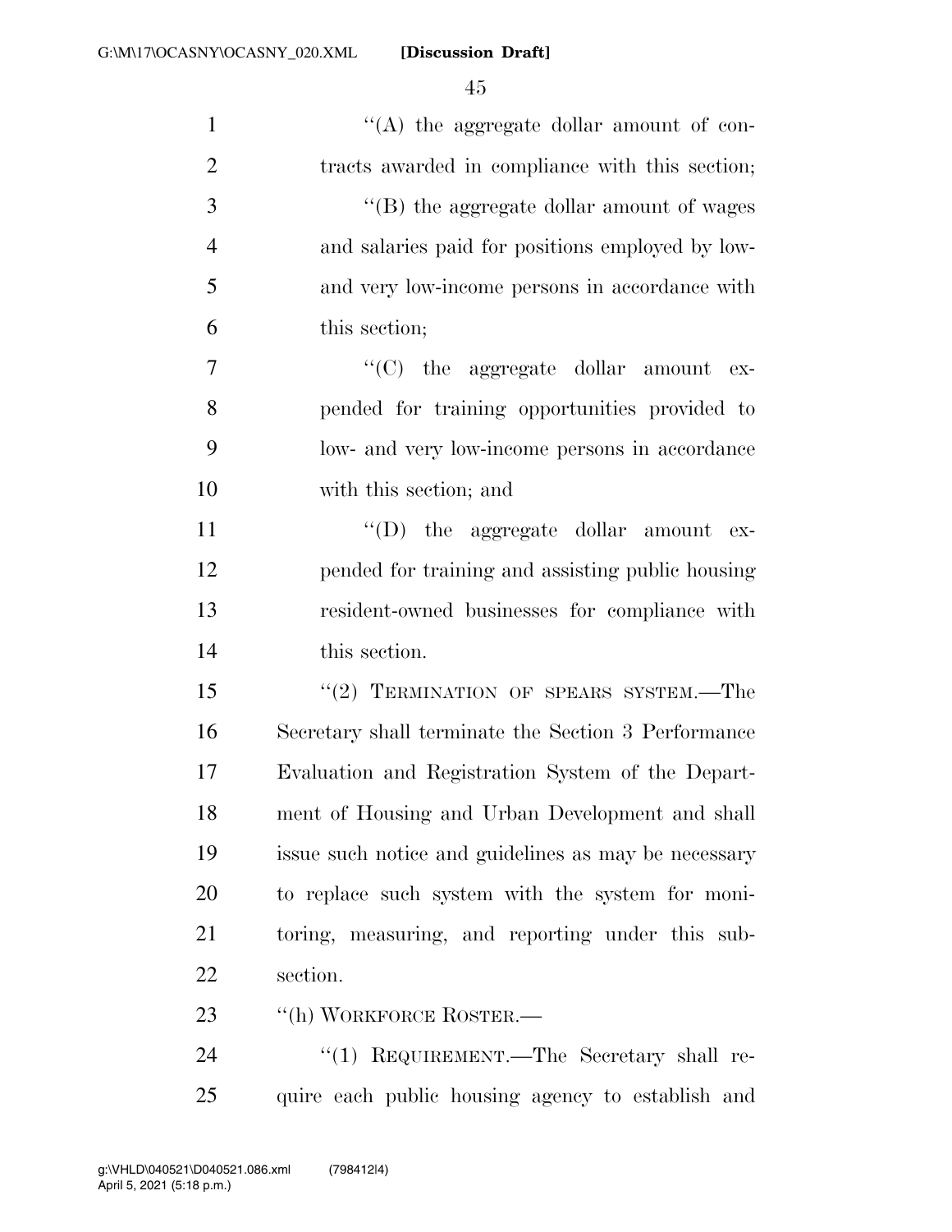''(A) the aggregate dollar amount of contracts awarded in compliance with this section;

''(B) the aggregate dollar amount of wages and salaries paid for positions employed by low- and very low-income persons in accordance with this section;

''(C) the aggregate dollar amount expended for training opportunities provided to low- and very low-income persons in accordance with this section; and

''(D) the aggregate dollar amount expended for training and assisting public housing resident-owned businesses for compliance with this section.

''(2) TERMINATION OF SPEARS SYSTEM.—The Secretary shall terminate the Section 3 Performance Evaluation and Registration System of the Department of Housing and Urban Development and shall issue such notice and guidelines as may be necessary to replace such system with the system for monitoring, measuring, and reporting under this subsection.

''(h) WORKFORCE ROSTER.—

''(1) REQUIREMENT.—The Secretary shall require each public housing agency to establish and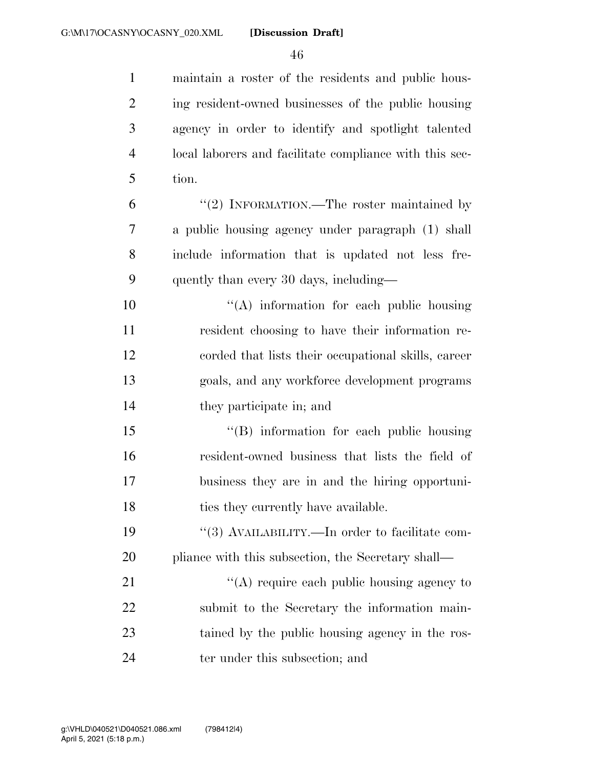maintain a roster of the residents and public housing resident-owned businesses of the public housing agency in order to identify and spotlight talented local laborers and facilitate compliance with this section.

"(2) INFORMATION.—The roster maintained by a public housing agency under paragraph (1) shall include information that is updated not less frequently than every 30 days, including—

"(A) information for each public housing resident choosing to have their information recorded that lists their occupational skills, career goals, and any workforce development programs they participate in; and

"(B) information for each public housing resident-owned business that lists the field of business they are in and the hiring opportunities they currently have available.

"(3) AVAILABILITY.—In order to facilitate compliance with this subsection, the Secretary shall—

"(A) require each public housing agency to submit to the Secretary the information maintained by the public housing agency in the roster under this subsection; and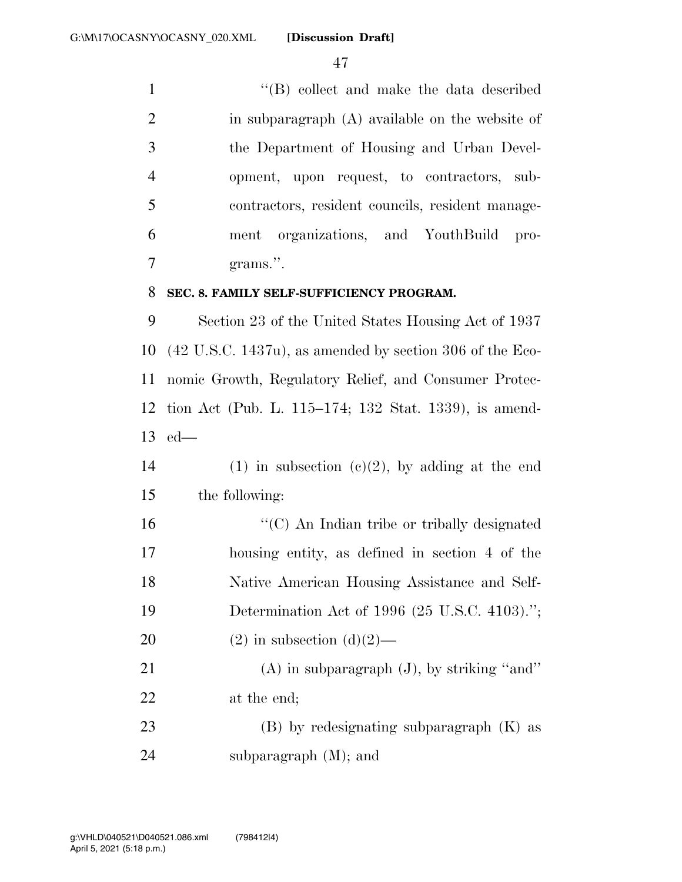"(B) collect and make the data described in subparagraph (A) available on the website of the Department of Housing and Urban Development, upon request, to contractors, subcontractors, resident councils, resident management organizations, and YouthBuild programs.".

**SEC. 8. FAMILY SELF-SUFFICIENCY PROGRAM.**

Section 23 of the United States Housing Act of 1937 (42 U.S.C. 1437u), as amended by section 306 of the Economic Growth, Regulatory Relief, and Consumer Protection Act (Pub. L. 115–174; 132 Stat. 1339), is amended—

(1) in subsection (c)(2), by adding at the end the following:

"(C) An Indian tribe or tribally designated housing entity, as defined in section 4 of the Native American Housing Assistance and Self-Determination Act of 1996 (25 U.S.C. 4103).";

(2) in subsection (d)(2)—

(A) in subparagraph (J), by striking "and" at the end;

(B) by redesignating subparagraph (K) as subparagraph (M); and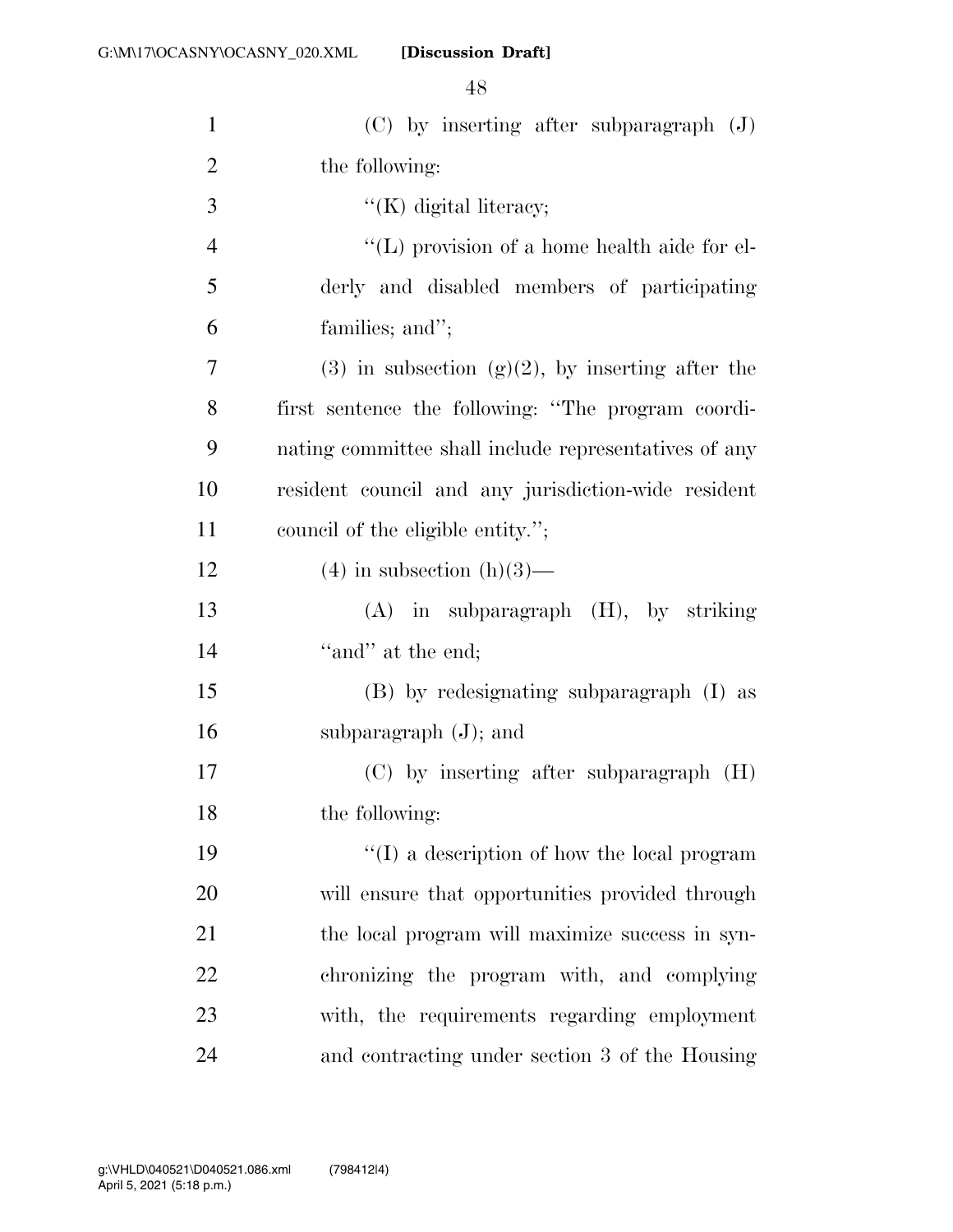(C) by inserting after subparagraph (J) the following:

"(K) digital literacy;

"(L) provision of a home health aide for elderly and disabled members of participating families; and";

(3) in subsection (g)(2), by inserting after the first sentence the following: "The program coordinating committee shall include representatives of any resident council and any jurisdiction-wide resident council of the eligible entity.";

(4) in subsection (h)(3)—

(A) in subparagraph (H), by striking "and" at the end;

(B) by redesignating subparagraph (I) as subparagraph (J); and

(C) by inserting after subparagraph (H) the following:

"(I) a description of how the local program will ensure that opportunities provided through the local program will maximize success in synchronizing the program with, and complying with, the requirements regarding employment and contracting under section 3 of the Housing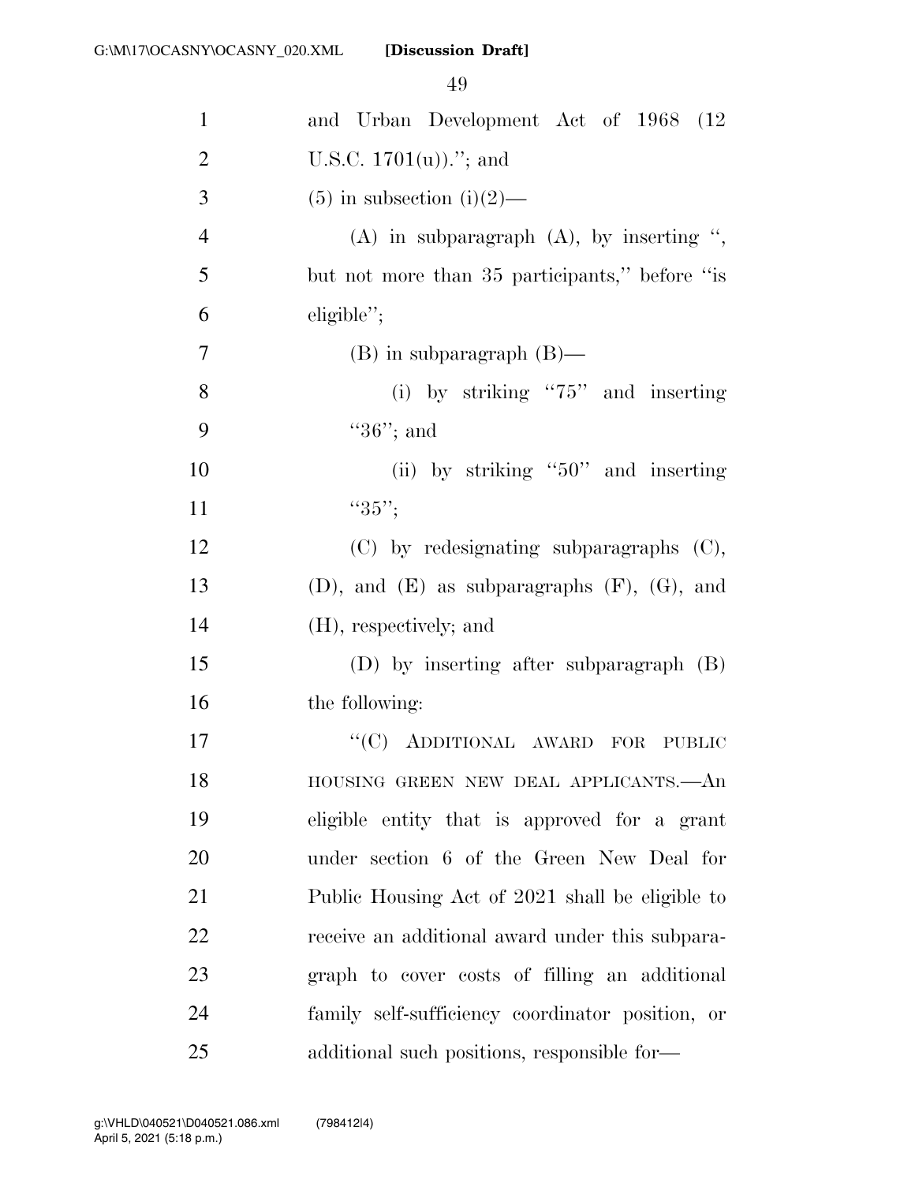and Urban Development Act of 1968 (12 U.S.C. 1701(u)).''; and

(5) in subsection (i)(2)—

(A) in subparagraph (A), by inserting '', but not more than 35 participants,'' before ''is eligible'';

(B) in subparagraph (B)—

(i) by striking ''75'' and inserting ''36''; and

(ii) by striking ''50'' and inserting ''35'';

(C) by redesignating subparagraphs (C), (D), and (E) as subparagraphs (F), (G), and (H), respectively; and

(D) by inserting after subparagraph (B) the following:

''(C) ADDITIONAL AWARD FOR PUBLIC HOUSING GREEN NEW DEAL APPLICANTS.—An eligible entity that is approved for a grant under section 6 of the Green New Deal for Public Housing Act of 2021 shall be eligible to receive an additional award under this subparagraph to cover costs of filling an additional family self-sufficiency coordinator position, or additional such positions, responsible for—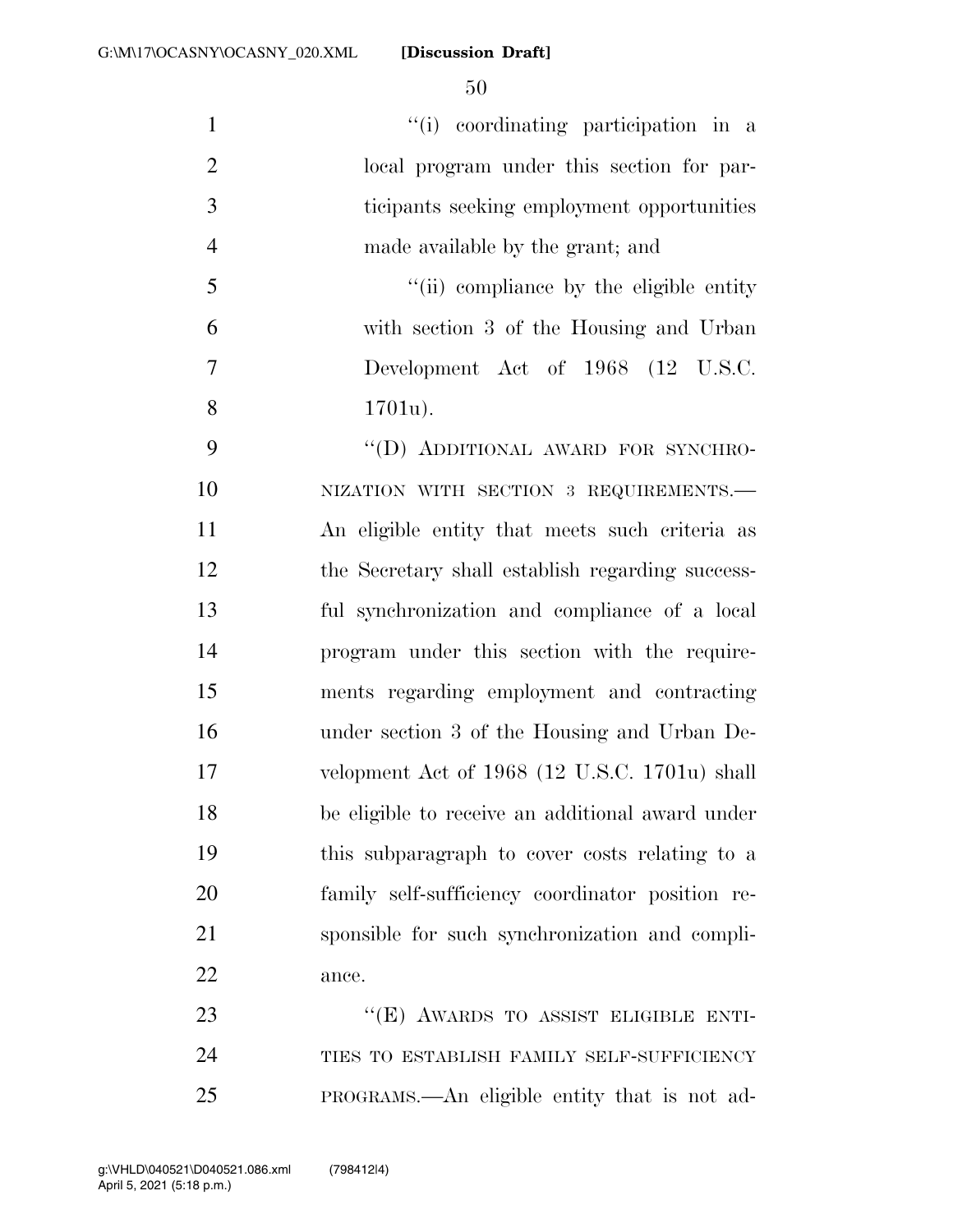"(i) coordinating participation in a local program under this section for participants seeking employment opportunities made available by the grant; and

"(ii) compliance by the eligible entity with section 3 of the Housing and Urban Development Act of 1968 (12 U.S.C. 1701u).

"(D) ADDITIONAL AWARD FOR SYNCHRONIZATION WITH SECTION 3 REQUIREMENTS.—An eligible entity that meets such criteria as the Secretary shall establish regarding successful synchronization and compliance of a local program under this section with the requirements regarding employment and contracting under section 3 of the Housing and Urban Development Act of 1968 (12 U.S.C. 1701u) shall be eligible to receive an additional award under this subparagraph to cover costs relating to a family self-sufficiency coordinator position responsible for such synchronization and compliance.

"(E) AWARDS TO ASSIST ELIGIBLE ENTITIES TO ESTABLISH FAMILY SELF-SUFFICIENCY PROGRAMS.—An eligible entity that is not ad-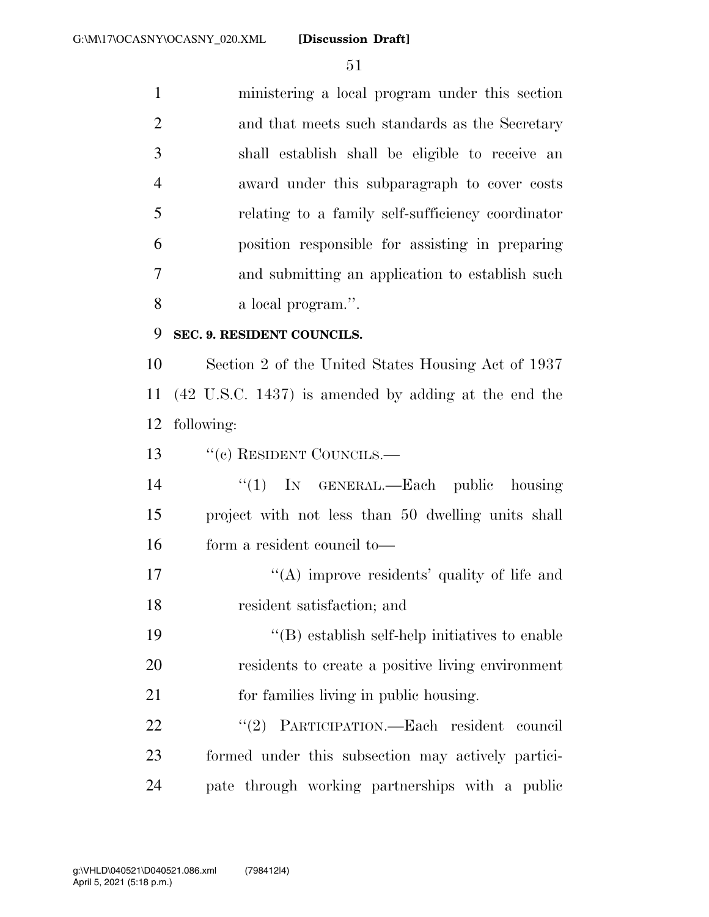ministering a local program under this section and that meets such standards as the Secretary shall establish shall be eligible to receive an award under this subparagraph to cover costs relating to a family self-sufficiency coordinator position responsible for assisting in preparing and submitting an application to establish such a local program.''.

**SEC. 9. RESIDENT COUNCILS.**

Section 2 of the United States Housing Act of 1937 (42 U.S.C. 1437) is amended by adding at the end the following:

''(c) RESIDENT COUNCILS.—

''(1) IN GENERAL.—Each public housing project with not less than 50 dwelling units shall form a resident council to—

''(A) improve residents' quality of life and resident satisfaction; and

''(B) establish self-help initiatives to enable residents to create a positive living environment for families living in public housing.

''(2) PARTICIPATION.—Each resident council formed under this subsection may actively participate through working partnerships with a public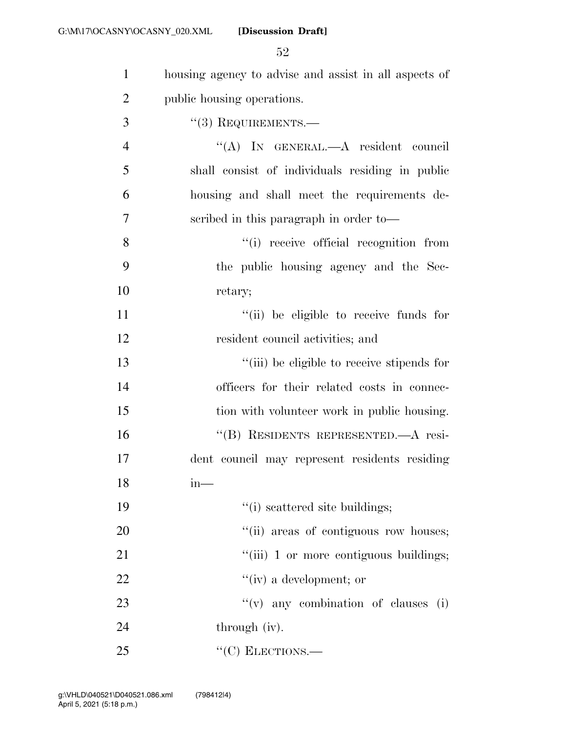housing agency to advise and assist in all aspects of public housing operations.

"(3) REQUIREMENTS.—

"(A) IN GENERAL.—A resident council shall consist of individuals residing in public housing and shall meet the requirements described in this paragraph in order to—

"(i) receive official recognition from the public housing agency and the Secretary;

"(ii) be eligible to receive funds for resident council activities; and

"(iii) be eligible to receive stipends for officers for their related costs in connection with volunteer work in public housing.

"(B) RESIDENTS REPRESENTED.—A resident council may represent residents residing in—

"(i) scattered site buildings;

"(ii) areas of contiguous row houses;

"(iii) 1 or more contiguous buildings;

"(iv) a development; or

"(v) any combination of clauses (i) through (iv).

"(C) ELECTIONS.—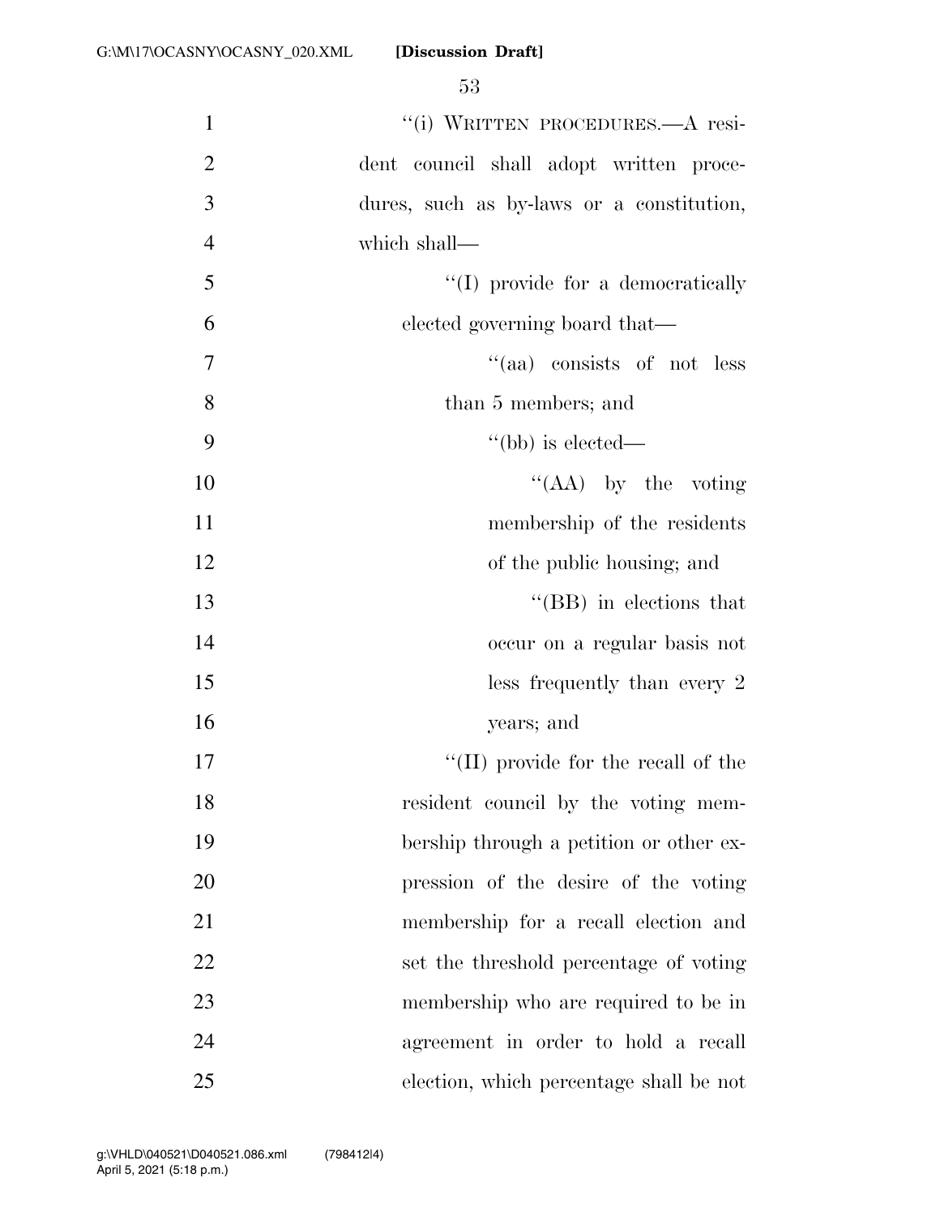"(i) WRITTEN PROCEDURES.—A resident council shall adopt written procedures, such as by-laws or a constitution, which shall—

"(I) provide for a democratically elected governing board that—

"(aa) consists of not less than 5 members; and

"(bb) is elected—

"(AA) by the voting membership of the residents of the public housing; and

"(BB) in elections that occur on a regular basis not less frequently than every 2 years; and

"(II) provide for the recall of the resident council by the voting membership through a petition or other expression of the desire of the voting membership for a recall election and set the threshold percentage of voting membership who are required to be in agreement in order to hold a recall election, which percentage shall be not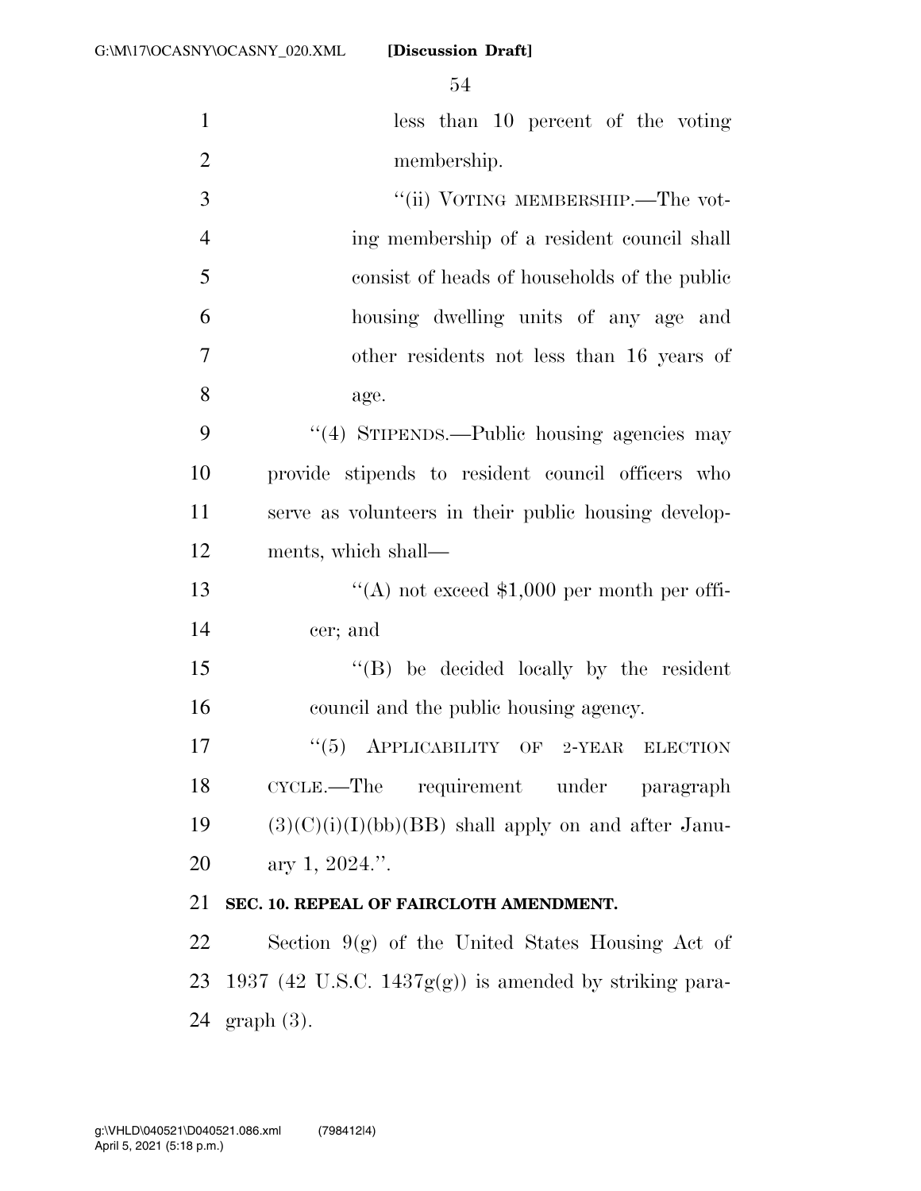less than 10 percent of the voting membership.

"(ii) VOTING MEMBERSHIP.—The voting membership of a resident council shall consist of heads of households of the public housing dwelling units of any age and other residents not less than 16 years of age.

"(4) STIPENDS.—Public housing agencies may provide stipends to resident council officers who serve as volunteers in their public housing developments, which shall—

"(A) not exceed $1,000 per month per officer; and

"(B) be decided locally by the resident council and the public housing agency.

"(5) APPLICABILITY OF 2-YEAR ELECTION CYCLE.—The requirement under paragraph (3)(C)(i)(I)(bb)(BB) shall apply on and after January 1, 2024.".

**SEC. 10. REPEAL OF FAIRCLOTH AMENDMENT.**

Section 9(g) of the United States Housing Act of 1937 (42 U.S.C. 1437g(g)) is amended by striking paragraph (3).